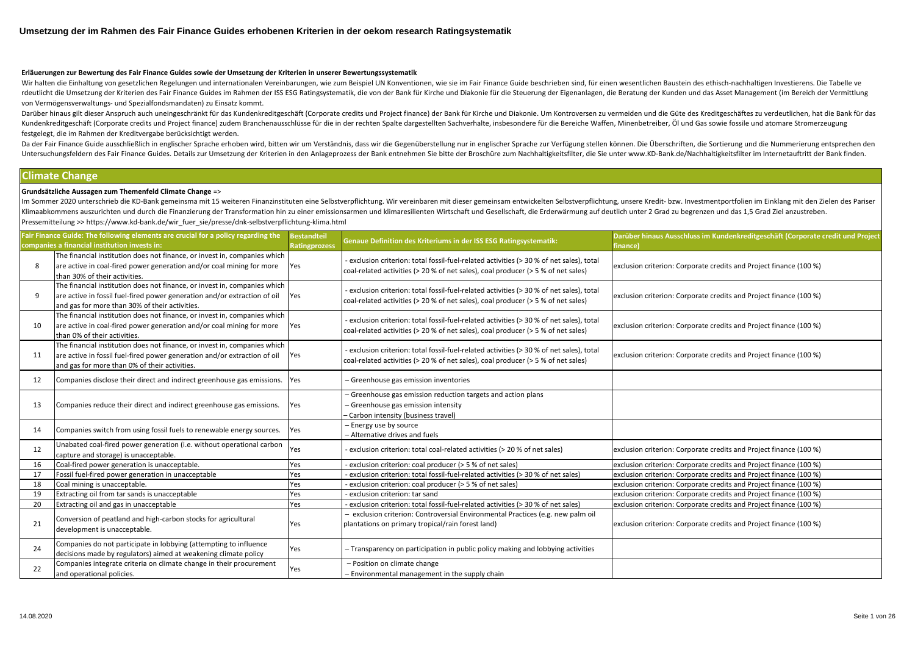# Umsetzung der im Rahmen des Fair Finance Guides erhobenen Kriterien in der oekom research Ratingsystematik

**Erläuterungen zur Bewertung des Fair Finance Guides sowie der Umsetzung der Kriterien in unserer Bewertungssystematik**

Wir halten die Einhaltung von gesetzlichen Regelungen und internationalen Vereinbarungen, wie zum Beispiel UN Konventionen, wie sie im Fair Finance Guide beschrieben sind, für einen wesentlichen Baustein des ethisch-nachhaltigen Investierens. Die Tabelle verdeutlicht die Umsetzung der Kriterien des Fair Finance Guides im Rahmen der ISS ESG Ratingsystematik, die von der Bank für Kirche und Diakonie für die Steuerung der Eigenanlagen, die Beratung der Kunden und das Asset Management (im Bereich der Vermittlung von Vermögensverwaltungs- und Spezialfondsmandaten) zu Einsatz kommt.

Darüber hinaus gilt dieser Anspruch auch uneingeschränkt für das Kundenkreditgeschäft (Corporate credits und Project finance) der Bank für Kirche und Diakonie. Um Kontroversen zu vermeiden und die Güte des Kreditgeschäftes zu verdeutlichen, hat die Bank für das Kundenkreditgeschäft (Corporate credits und Project finance) zudem Branchenausschlüsse für die in der rechten Spalte dargestellten Sachverhalte, insbesondere für die Bereiche Waffen, Minenbetreiber, Öl und Gas sowie fossile und atomare Stromerzeugung festgelegt, die im Rahmen der Kreditvergabe berücksichtigt werden.

Da der Fair Finance Guide ausschließlich in englischer Sprache erhoben wird, bitten wir um Verständnis, dass wir die Gegenüberstellung nur in englischer Sprache zur Verfügung stellen können. Die Überschriften, die Sortierung und die Nummerierung entsprechen den Untersuchungsfeldern des Fair Finance Guides. Details zur Umsetzung der Kriterien in den Anlageprozess der Bank entnehmen Sie bitte der Broschüre zum Nachhaltigkeitsfilter, die Sie unter www.KD-Bank.de/Nachhaltigkeitsfilter im Internetauftritt der Bank finden.

## Climate Change

**Grundsätzliche Aussagen zum Themenfeld Climate Change** =>

Im Sommer 2020 unterschrieb die KD-Bank gemeinsma mit 15 weiteren Finanzinstituten eine Selbstverpflichtung. Wir vereinbaren mit dieser gemeinsam entwickelten Selbstverpflichtung, unsere Kredit- bzw. Investmentportfolien im Einklang mit den Zielen des Pariser Klimaabkommens auszurichten und durch die Finanzierung der Transformation hin zu einer emissionsarmen und klimaresilienten Wirtschaft und Gesellschaft, die Erderwärmung auf deutlich unter 2 Grad zu begrenzen und das 1,5 Grad Ziel anzustreben.
Pressemitteilung >> https://www.kd-bank.de/wir_fuer_sie/presse/dnk-selbstverpflichtung-klima.html

| Fair Finance Guide: The following elements are crucial for a policy regarding the companies a financial institution invests in: | | Bestandteil Ratingprozess | Genaue Definition des Kriteriums in der ISS ESG Ratingsystematik: | Darüber hinaus Ausschluss im Kundenkreditgeschäft (Corporate credit und Project finance) |
|---|---|---|---|---|
| 8 | The financial institution does not finance, or invest in, companies which are active in coal-fired power generation and/or coal mining for more than 30% of their activities. | Yes | - exclusion criterion: total fossil-fuel-related activities (> 30 % of net sales), total coal-related activities (> 20 % of net sales), coal producer (> 5 % of net sales) | exclusion criterion: Corporate credits and Project finance (100 %) |
| 9 | The financial institution does not finance, or invest in, companies which are active in fossil fuel-fired power generation and/or extraction of oil and gas for more than 30% of their activities. | Yes | - exclusion criterion: total fossil-fuel-related activities (> 30 % of net sales), total coal-related activities (> 20 % of net sales), coal producer (> 5 % of net sales) | exclusion criterion: Corporate credits and Project finance (100 %) |
| 10 | The financial institution does not finance, or invest in, companies which are active in coal-fired power generation and/or coal mining for more than 0% of their activities. | Yes | - exclusion criterion: total fossil-fuel-related activities (> 30 % of net sales), total coal-related activities (> 20 % of net sales), coal producer (> 5 % of net sales) | exclusion criterion: Corporate credits and Project finance (100 %) |
| 11 | The financial institution does not finance, or invest in, companies which are active in fossil fuel-fired power generation and/or extraction of oil and gas for more than 0% of their activities. | Yes | - exclusion criterion: total fossil-fuel-related activities (> 30 % of net sales), total coal-related activities (> 20 % of net sales), coal producer (> 5 % of net sales) | exclusion criterion: Corporate credits and Project finance (100 %) |
| 12 | Companies disclose their direct and indirect greenhouse gas emissions. | Yes | – Greenhouse gas emission inventories | |
| 13 | Companies reduce their direct and indirect greenhouse gas emissions. | Yes | – Greenhouse gas emission reduction targets and action plans<br>– Greenhouse gas emission intensity<br>– Carbon intensity (business travel) | |
| 14 | Companies switch from using fossil fuels to renewable energy sources. | Yes | – Energy use by source<br>– Alternative drives and fuels | |
| 12 | Unabated coal-fired power generation (i.e. without operational carbon capture and storage) is unacceptable. | Yes | - exclusion criterion: total coal-related activities (> 20 % of net sales) | exclusion criterion: Corporate credits and Project finance (100 %) |
| 16 | Coal-fired power generation is unacceptable. | Yes | - exclusion criterion: coal producer (> 5 % of net sales) | exclusion criterion: Corporate credits and Project finance (100 %) |
| 17 | Fossil fuel-fired power generation in unacceptable | Yes | - exclusion criterion: total fossil-fuel-related activities (> 30 % of net sales) | exclusion criterion: Corporate credits and Project finance (100 %) |
| 18 | Coal mining is unacceptable. | Yes | - exclusion criterion: coal producer (> 5 % of net sales) | exclusion criterion: Corporate credits and Project finance (100 %) |
| 19 | Extracting oil from tar sands is unacceptable | Yes | - exclusion criterion: tar sand | exclusion criterion: Corporate credits and Project finance (100 %) |
| 20 | Extracting oil and gas in unacceptable | Yes | - exclusion criterion: total fossil-fuel-related activities (> 30 % of net sales) | exclusion criterion: Corporate credits and Project finance (100 %) |
| 21 | Conversion of peatland and high-carbon stocks for agricultural development is unacceptable. | Yes | – exclusion criterion: Controversial Environmental Practices (e.g. new palm oil plantations on primary tropical/rain forest land) | exclusion criterion: Corporate credits and Project finance (100 %) |
| 24 | Companies do not participate in lobbying (attempting to influence decisions made by regulators) aimed at weakening climate policy | Yes | – Transparency on participation in public policy making and lobbying activities | |
| 22 | Companies integrate criteria on climate change in their procurement and operational policies. | Yes | – Position on climate change<br>– Environmental management in the supply chain | |

14.08.2020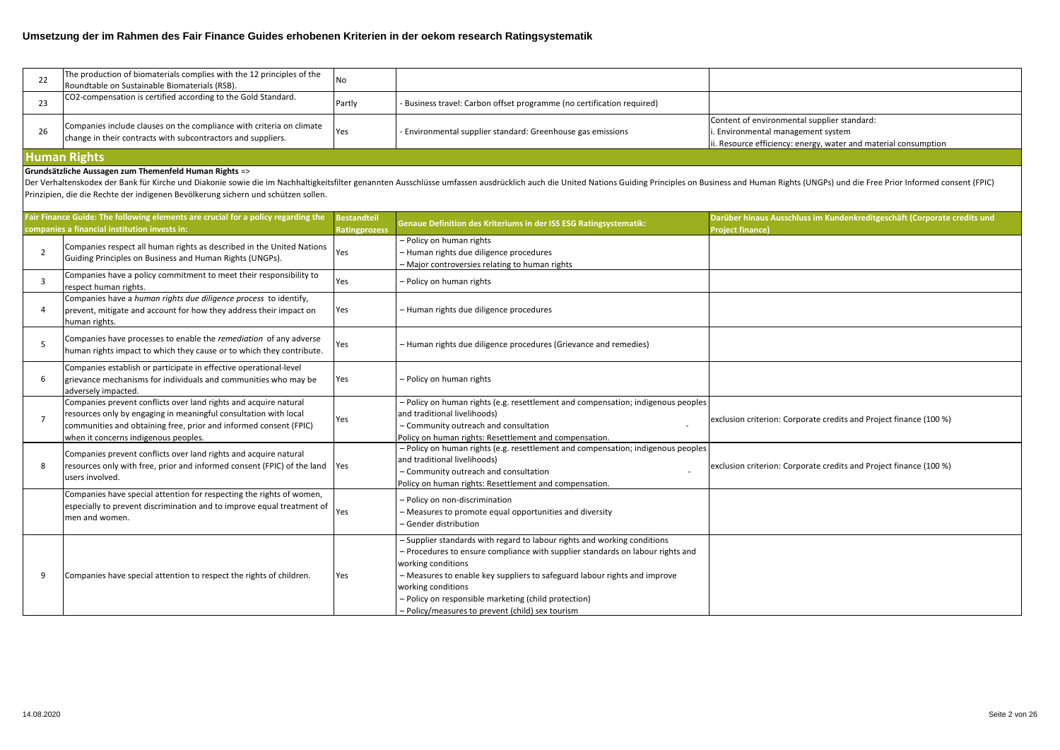# Umsetzung der im Rahmen des Fair Finance Guides erhobenen Kriterien in der oekom research Ratingsystematik

| | | | | |
|---|---|---|---|---|
| 22 | The production of biomaterials complies with the 12 principles of the Roundtable on Sustainable Biomaterials (RSB). | No | | |
| 23 | CO2-compensation is certified according to the Gold Standard. | Partly | - Business travel: Carbon offset programme (no certification required) | |
| 26 | Companies include clauses on the compliance with criteria on climate change in their contracts with subcontractors and suppliers. | Yes | - Environmental supplier standard: Greenhouse gas emissions | Content of environmental supplier standard:<br>i. Environmental management system<br>ii. Resource efficiency: energy, water and material consumption |

## Human Rights

**Grundsätzliche Aussagen zum Themenfeld Human Rights =>**

Der Verhaltenskodex der Bank für Kirche und Diakonie sowie die im Nachhaltigkeitsfilter genannten Ausschlüsse umfassen ausdrücklich auch die United Nations Guiding Principles on Business and Human Rights (UNGPs) und die Free Prior Informed consent (FPIC) Prinzipien, die die Rechte der indigenen Bevölkerung sichern und schützen sollen.

| Fair Finance Guide: The following elements are crucial for a policy regarding the companies a financial institution invests in: | | Bestandteil Ratingprozess | Genaue Definition des Kriteriums in der ISS ESG Ratingsystematik: | Darüber hinaus Ausschluss im Kundenkreditgeschäft (Corporate credits und Project finance) |
|---|---|---|---|---|
| 2 | Companies respect all human rights as described in the United Nations Guiding Principles on Business and Human Rights (UNGPs). | Yes | – Policy on human rights<br>– Human rights due diligence procedures<br>– Major controversies relating to human rights | |
| 3 | Companies have a policy commitment to meet their responsibility to respect human rights. | Yes | – Policy on human rights | |
| 4 | Companies have a *human rights due diligence process* to identify, prevent, mitigate and account for how they address their impact on human rights. | Yes | – Human rights due diligence procedures | |
| 5 | Companies have processes to enable the *remediation* of any adverse human rights impact to which they cause or to which they contribute. | Yes | – Human rights due diligence procedures (Grievance and remedies) | |
| 6 | Companies establish or participate in effective operational-level grievance mechanisms for individuals and communities who may be adversely impacted. | Yes | – Policy on human rights | |
| 7 | Companies prevent conflicts over land rights and acquire natural resources only by engaging in meaningful consultation with local communities and obtaining free, prior and informed consent (FPIC) when it concerns indigenous peoples. | Yes | – Policy on human rights (e.g. resettlement and compensation; indigenous peoples and traditional livelihoods)<br>– Community outreach and consultation -<br>Policy on human rights: Resettlement and compensation. | exclusion criterion: Corporate credits and Project finance (100 %) |
| 8 | Companies prevent conflicts over land rights and acquire natural resources only with free, prior and informed consent (FPIC) of the land users involved. | Yes | – Policy on human rights (e.g. resettlement and compensation; indigenous peoples and traditional livelihoods)<br>– Community outreach and consultation -<br>Policy on human rights: Resettlement and compensation. | exclusion criterion: Corporate credits and Project finance (100 %) |
| | Companies have special attention for respecting the rights of women, especially to prevent discrimination and to improve equal treatment of men and women. | Yes | – Policy on non-discrimination<br>– Measures to promote equal opportunities and diversity<br>– Gender distribution | |
| 9 | Companies have special attention to respect the rights of children. | Yes | – Supplier standards with regard to labour rights and working conditions<br>– Procedures to ensure compliance with supplier standards on labour rights and working conditions<br>– Measures to enable key suppliers to safeguard labour rights and improve working conditions<br>– Policy on responsible marketing (child protection)<br>– Policy/measures to prevent (child) sex tourism | |

14.08.2020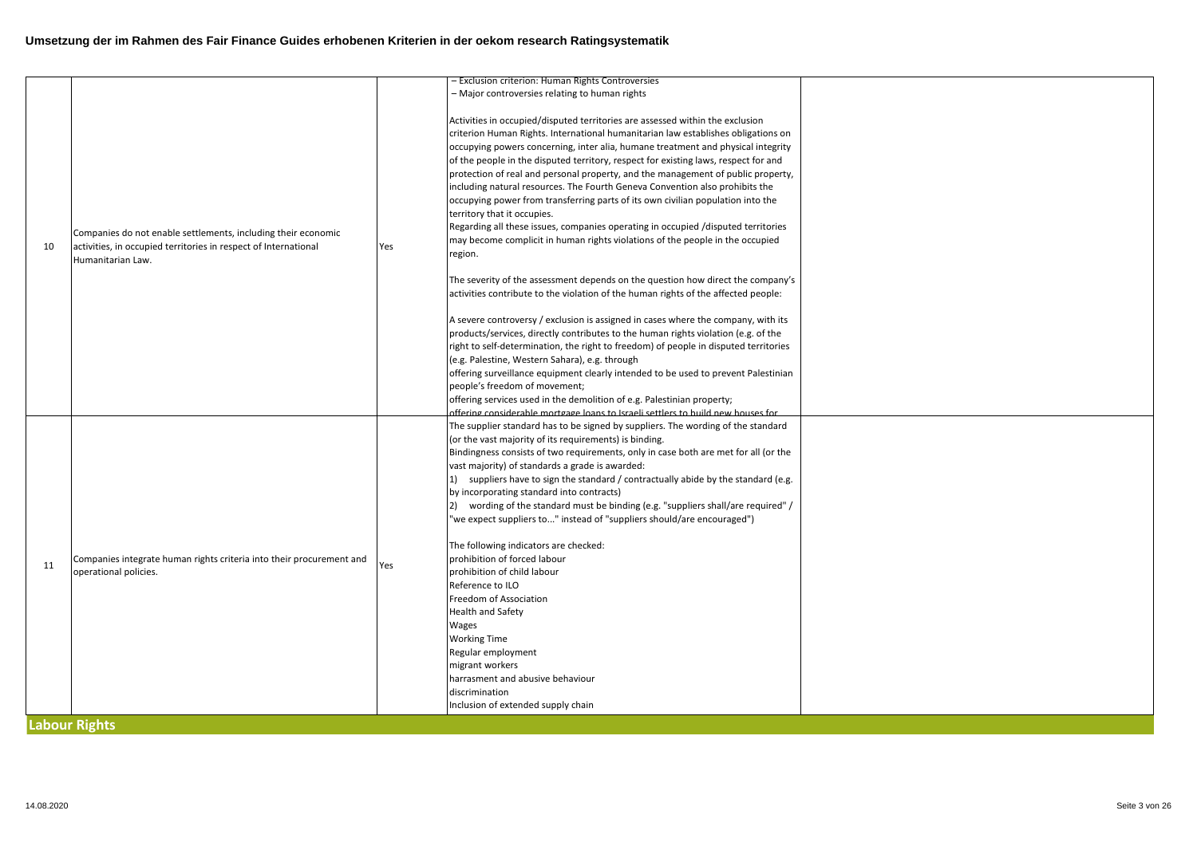# Umsetzung der im Rahmen des Fair Finance Guides erhobenen Kriterien in der oekom research Ratingsystematik

| | | | | |
|---|---|---|---|---|
| 10 | Companies do not enable settlements, including their economic activities, in occupied territories in respect of International Humanitarian Law. | Yes | – Exclusion criterion: Human Rights Controversies<br>– Major controversies relating to human rights<br><br>Activities in occupied/disputed territories are assessed within the exclusion criterion Human Rights. International humanitarian law establishes obligations on occupying powers concerning, inter alia, humane treatment and physical integrity of the people in the disputed territory, respect for existing laws, respect for and protection of real and personal property, and the management of public property, including natural resources. The Fourth Geneva Convention also prohibits the occupying power from transferring parts of its own civilian population into the territory that it occupies.<br>Regarding all these issues, companies operating in occupied /disputed territories may become complicit in human rights violations of the people in the occupied region.<br><br>The severity of the assessment depends on the question how direct the company's activities contribute to the violation of the human rights of the affected people:<br><br>A severe controversy / exclusion is assigned in cases where the company, with its products/services, directly contributes to the human rights violation (e.g. of the right to self-determination, the right to freedom) of people in disputed territories (e.g. Palestine, Western Sahara), e.g. through<br>offering surveillance equipment clearly intended to be used to prevent Palestinian people's freedom of movement;<br>offering services used in the demolition of e.g. Palestinian property;<br>offering considerable mortgage loans to Israeli settlers to build new houses for | |
| 11 | Companies integrate human rights criteria into their procurement and operational policies. | Yes | The supplier standard has to be signed by suppliers. The wording of the standard (or the vast majority of its requirements) is binding.<br>Bindingness consists of two requirements, only in case both are met for all (or the vast majority) of standards a grade is awarded:<br>1) suppliers have to sign the standard / contractually abide by the standard (e.g. by incorporating standard into contracts)<br>2) wording of the standard must be binding (e.g. "suppliers shall/are required" / "we expect suppliers to..." instead of "suppliers should/are encouraged")<br><br>The following indicators are checked:<br>prohibition of forced labour<br>prohibition of child labour<br>Reference to ILO<br>Freedom of Association<br>Health and Safety<br>Wages<br>Working Time<br>Regular employment<br>migrant workers<br>harrasment and abusive behaviour<br>discrimination<br>Inclusion of extended supply chain | |

## Labour Rights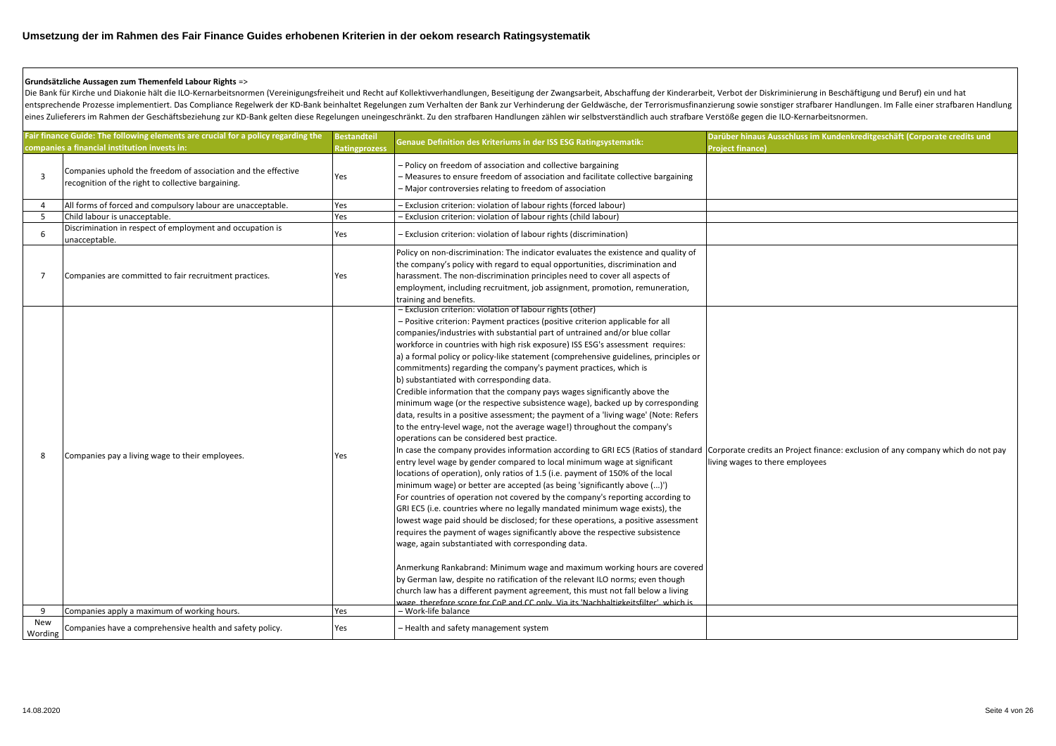# Umsetzung der im Rahmen des Fair Finance Guides erhobenen Kriterien in der oekom research Ratingsystematik

**Grundsätzliche Aussagen zum Themenfeld Labour Rights =>**

Die Bank für Kirche und Diakonie hält die ILO-Kernarbeitsnormen (Vereinigungsfreiheit und Recht auf Kollektivverhandlungen, Beseitigung der Zwangsarbeit, Abschaffung der Kinderarbeit, Verbot der Diskriminierung in Beschäftigung und Beruf) ein und hat entsprechende Prozesse implementiert. Das Compliance Regelwerk der KD-Bank beinhaltet Regelungen zum Verhalten der Bank zur Verhinderung der Geldwäsche, der Terrorismusfinanzierung sowie sonstiger strafbarer Handlungen. Im Falle einer strafbaren Handlung eines Zulieferers im Rahmen der Geschäftsbeziehung zur KD-Bank gelten diese Regelungen uneingeschränkt. Zu den strafbaren Handlungen zählen wir selbstverständlich auch strafbare Verstöße gegen die ILO-Kernarbeitsnormen.

| Fair finance Guide: The following elements are crucial for a policy regarding the companies a financial institution invests in: | | Bestandteil Ratingprozess | Genaue Definition des Kriteriums in der ISS ESG Ratingsystematik: | Darüber hinaus Ausschluss im Kundenkreditgeschäft (Corporate credits und Project finance) |
|---|---|---|---|---|
| 3 | Companies uphold the freedom of association and the effective recognition of the right to collective bargaining. | Yes | – Policy on freedom of association and collective bargaining<br>– Measures to ensure freedom of association and facilitate collective bargaining<br>– Major controversies relating to freedom of association | |
| 4 | All forms of forced and compulsory labour are unacceptable. | Yes | – Exclusion criterion: violation of labour rights (forced labour) | |
| 5 | Child labour is unacceptable. | Yes | – Exclusion criterion: violation of labour rights (child labour) | |
| 6 | Discrimination in respect of employment and occupation is unacceptable. | Yes | – Exclusion criterion: violation of labour rights (discrimination) | |
| 7 | Companies are committed to fair recruitment practices. | Yes | Policy on non-discrimination: The indicator evaluates the existence and quality of the company's policy with regard to equal opportunities, discrimination and harassment. The non-discrimination principles need to cover all aspects of employment, including recruitment, job assignment, promotion, remuneration, training and benefits. | |
| 8 | Companies pay a living wage to their employees. | Yes | – Exclusion criterion: violation of labour rights (other)<br>– Positive criterion: Payment practices (positive criterion applicable for all companies/industries with substantial part of untrained and/or blue collar workforce in countries with high risk exposure) ISS ESG's assessment requires:<br>a) a formal policy or policy-like statement (comprehensive guidelines, principles or commitments) regarding the company's payment practices, which is<br>b) substantiated with corresponding data.<br>Credible information that the company pays wages significantly above the minimum wage (or the respective subsistence wage), backed up by corresponding data, results in a positive assessment; the payment of a 'living wage' (Note: Refers to the entry-level wage, not the average wage!) throughout the company's operations can be considered best practice.<br>In case the company provides information according to GRI EC5 (Ratios of standard entry level wage by gender compared to local minimum wage at significant locations of operation), only ratios of 1.5 (i.e. payment of 150% of the local minimum wage) or better are accepted (as being 'significantly above (...)')<br>For countries of operation not covered by the company's reporting according to GRI EC5 (i.e. countries where no legally mandated minimum wage exists), the lowest wage paid should be disclosed; for these operations, a positive assessment requires the payment of wages significantly above the respective subsistence wage, again substantiated with corresponding data.<br><br>Anmerkung Rankabrand: Minimum wage and maximum working hours are covered by German law, despite no ratification of the relevant ILO norms; even though church law has a different payment agreement, this must not fall below a living wage, therefore score for CoP and CC only. Via its 'Nachhaltigkeitsfilter', which is | Corporate credits an Project finance: exclusion of any company which do not pay living wages to there employees |
| 9 | Companies apply a maximum of working hours. | Yes | – Work-life balance | |
| New Wording | Companies have a comprehensive health and safety policy. | Yes | – Health and safety management system | |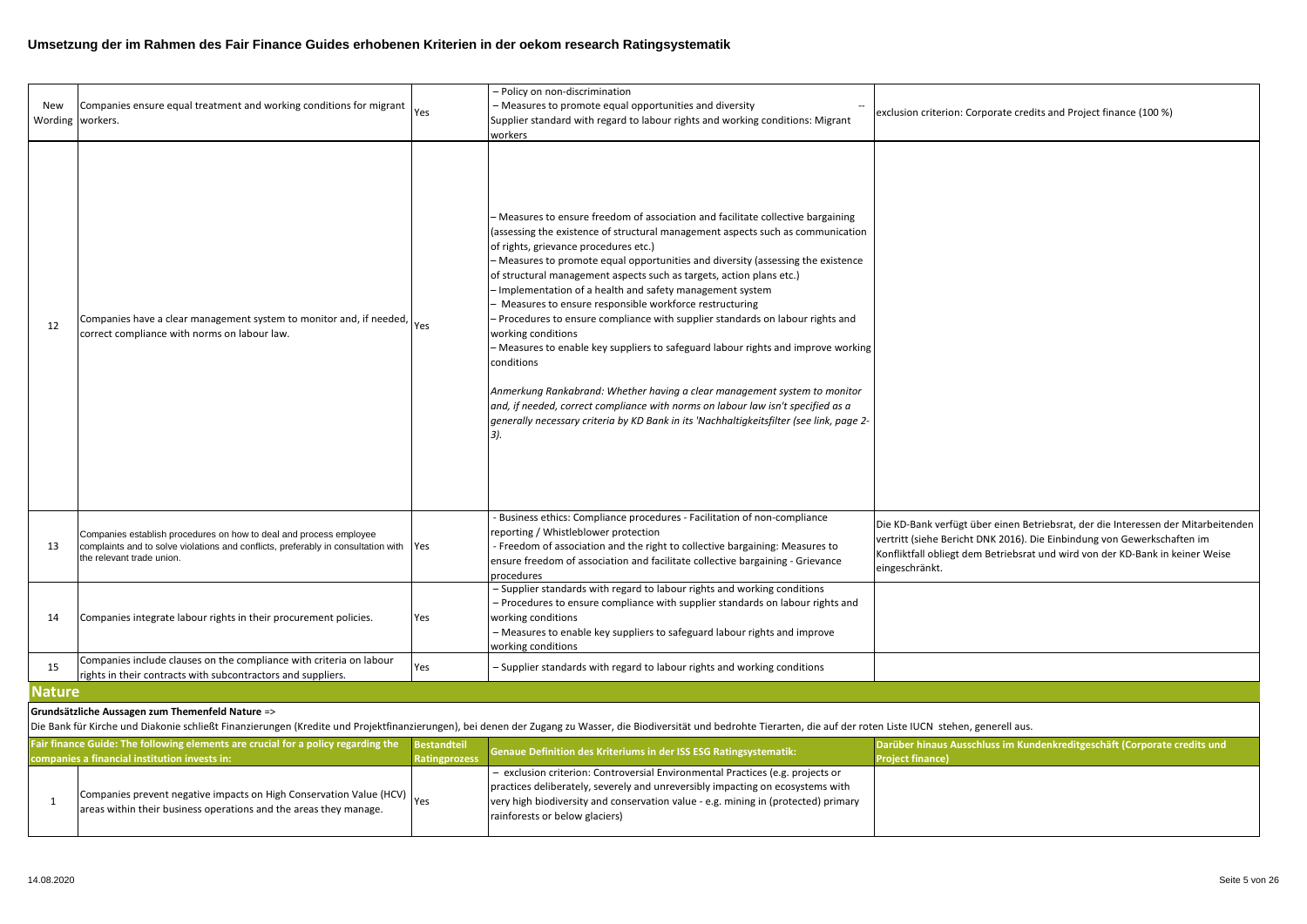## Umsetzung der im Rahmen des Fair Finance Guides erhobenen Kriterien in der oekom research Ratingsystematik

| | | | | |
|---|---|---|---|---|
| New Wording | Companies ensure equal treatment and working conditions for migrant workers. | Yes | – Policy on non-discrimination<br>– Measures to promote equal opportunities and diversity --<br>Supplier standard with regard to labour rights and working conditions: Migrant workers | exclusion criterion: Corporate credits and Project finance (100 %) |
| 12 | Companies have a clear management system to monitor and, if needed, correct compliance with norms on labour law. | Yes | – Measures to ensure freedom of association and facilitate collective bargaining (assessing the existence of structural management aspects such as communication of rights, grievance procedures etc.)<br>– Measures to promote equal opportunities and diversity (assessing the existence of structural management aspects such as targets, action plans etc.)<br>– Implementation of a health and safety management system<br>– Measures to ensure responsible workforce restructuring<br>– Procedures to ensure compliance with supplier standards on labour rights and working conditions<br>– Measures to enable key suppliers to safeguard labour rights and improve working conditions<br><br>*Anmerkung Rankabrand: Whether having a clear management system to monitor and, if needed, correct compliance with norms on labour law isn't specified as a generally necessary criteria by KD Bank in its 'Nachhaltigkeitsfilter (see link, page 2-3).* | |
| 13 | Companies establish procedures on how to deal and process employee complaints and to solve violations and conflicts, preferably in consultation with the relevant trade union. | Yes | - Business ethics: Compliance procedures - Facilitation of non-compliance reporting / Whistleblower protection<br>- Freedom of association and the right to collective bargaining: Measures to ensure freedom of association and facilitate collective bargaining - Grievance procedures | Die KD-Bank verfügt über einen Betriebsrat, der die Interessen der Mitarbeitenden vertritt (siehe Bericht DNK 2016). Die Einbindung von Gewerkschaften im Konfliktfall obliegt dem Betriebsrat und wird von der KD-Bank in keiner Weise eingeschränkt. |
| 14 | Companies integrate labour rights in their procurement policies. | Yes | – Supplier standards with regard to labour rights and working conditions<br>– Procedures to ensure compliance with supplier standards on labour rights and working conditions<br>– Measures to enable key suppliers to safeguard labour rights and improve working conditions | |
| 15 | Companies include clauses on the compliance with criteria on labour rights in their contracts with subcontractors and suppliers. | Yes | – Supplier standards with regard to labour rights and working conditions | |

## Nature

**Grundsätzliche Aussagen zum Themenfeld Nature =>**

Die Bank für Kirche und Diakonie schließt Finanzierungen (Kredite und Projektfinanzierungen), bei denen der Zugang zu Wasser, die Biodiversität und bedrohte Tierarten, die auf der roten Liste IUCN stehen, generell aus.

| | Fair finance Guide: The following elements are crucial for a policy regarding the companies a financial institution invests in: | Bestandteil Ratingprozess | Genaue Definition des Kriteriums in der ISS ESG Ratingsystematik: | Darüber hinaus Ausschluss im Kundenkreditgeschäft (Corporate credits und Project finance) |
|---|---|---|---|---|
| 1 | Companies prevent negative impacts on High Conservation Value (HCV) areas within their business operations and the areas they manage. | Yes | – exclusion criterion: Controversial Environmental Practices (e.g. projects or practices deliberately, severely and unreversibly impacting on ecosystems with very high biodiversity and conservation value - e.g. mining in (protected) primary rainforests or below glaciers) | |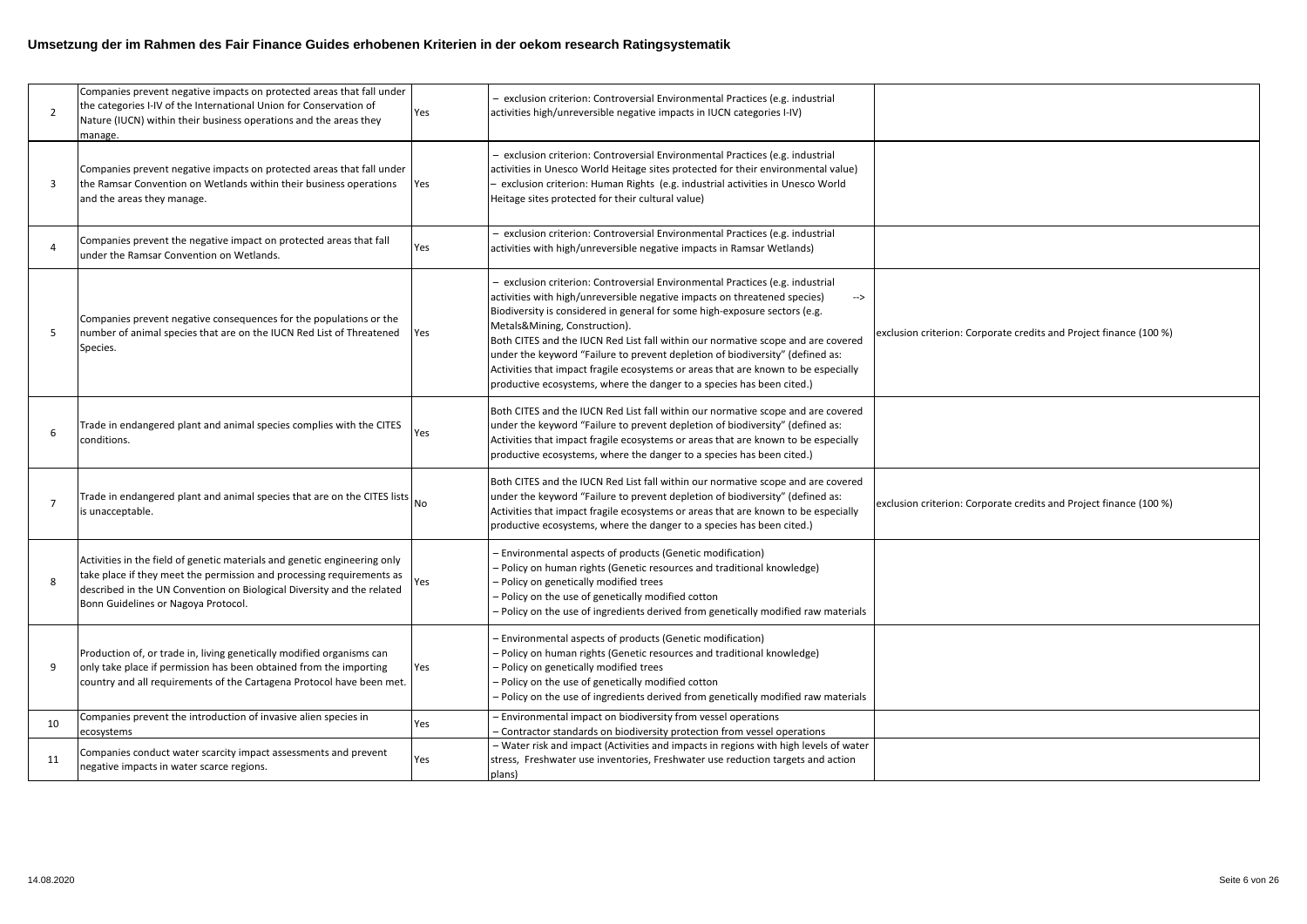## Umsetzung der im Rahmen des Fair Finance Guides erhobenen Kriterien in der oekom research Ratingsystematik

| | | | | |
|---|---|---|---|---|
| 2 | Companies prevent negative impacts on protected areas that fall under the categories I-IV of the International Union for Conservation of Nature (IUCN) within their business operations and the areas they manage. | Yes | – exclusion criterion: Controversial Environmental Practices (e.g. industrial activities high/unreversible negative impacts in IUCN categories I-IV) | |
| 3 | Companies prevent negative impacts on protected areas that fall under the Ramsar Convention on Wetlands within their business operations and the areas they manage. | Yes | – exclusion criterion: Controversial Environmental Practices (e.g. industrial activities in Unesco World Heitage sites protected for their environmental value)<br>– exclusion criterion: Human Rights (e.g. industrial activities in Unesco World Heitage sites protected for their cultural value) | |
| 4 | Companies prevent the negative impact on protected areas that fall under the Ramsar Convention on Wetlands. | Yes | – exclusion criterion: Controversial Environmental Practices (e.g. industrial activities with high/unreversible negative impacts in Ramsar Wetlands) | |
| 5 | Companies prevent negative consequences for the populations or the number of animal species that are on the IUCN Red List of Threatened Species. | Yes | – exclusion criterion: Controversial Environmental Practices (e.g. industrial activities with high/unreversible negative impacts on threatened species) --> Biodiversity is considered in general for some high-exposure sectors (e.g. Metals&Mining, Construction).<br>Both CITES and the IUCN Red List fall within our normative scope and are covered under the keyword "Failure to prevent depletion of biodiversity" (defined as: Activities that impact fragile ecosystems or areas that are known to be especially productive ecosystems, where the danger to a species has been cited.) | exclusion criterion: Corporate credits and Project finance (100 %) |
| 6 | Trade in endangered plant and animal species complies with the CITES conditions. | Yes | Both CITES and the IUCN Red List fall within our normative scope and are covered under the keyword "Failure to prevent depletion of biodiversity" (defined as: Activities that impact fragile ecosystems or areas that are known to be especially productive ecosystems, where the danger to a species has been cited.) | |
| 7 | Trade in endangered plant and animal species that are on the CITES lists is unacceptable. | No | Both CITES and the IUCN Red List fall within our normative scope and are covered under the keyword "Failure to prevent depletion of biodiversity" (defined as: Activities that impact fragile ecosystems or areas that are known to be especially productive ecosystems, where the danger to a species has been cited.) | exclusion criterion: Corporate credits and Project finance (100 %) |
| 8 | Activities in the field of genetic materials and genetic engineering only take place if they meet the permission and processing requirements as described in the UN Convention on Biological Diversity and the related Bonn Guidelines or Nagoya Protocol. | Yes | – Environmental aspects of products (Genetic modification)<br>– Policy on human rights (Genetic resources and traditional knowledge)<br>– Policy on genetically modified trees<br>– Policy on the use of genetically modified cotton<br>– Policy on the use of ingredients derived from genetically modified raw materials | |
| 9 | Production of, or trade in, living genetically modified organisms can only take place if permission has been obtained from the importing country and all requirements of the Cartagena Protocol have been met. | Yes | – Environmental aspects of products (Genetic modification)<br>– Policy on human rights (Genetic resources and traditional knowledge)<br>– Policy on genetically modified trees<br>– Policy on the use of genetically modified cotton<br>– Policy on the use of ingredients derived from genetically modified raw materials | |
| 10 | Companies prevent the introduction of invasive alien species in ecosystems | Yes | – Environmental impact on biodiversity from vessel operations<br>– Contractor standards on biodiversity protection from vessel operations | |
| 11 | Companies conduct water scarcity impact assessments and prevent negative impacts in water scarce regions. | Yes | – Water risk and impact (Activities and impacts in regions with high levels of water stress, Freshwater use inventories, Freshwater use reduction targets and action plans) | |

14.08.2020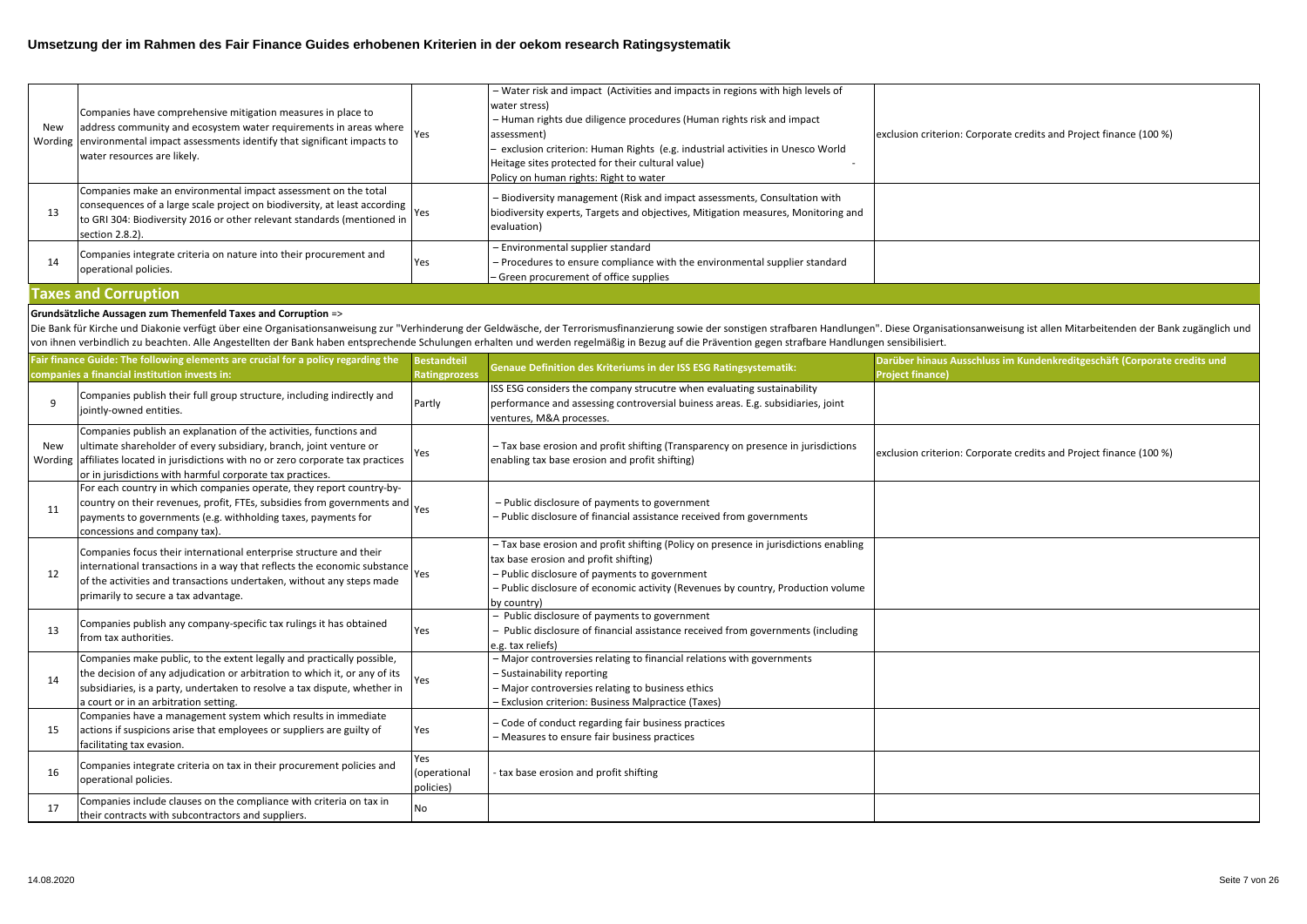# Umsetzung der im Rahmen des Fair Finance Guides erhobenen Kriterien in der oekom research Ratingsystematik

| | | | | |
|---|---|---|---|---|
| New Wording | Companies have comprehensive mitigation measures in place to address community and ecosystem water requirements in areas where environmental impact assessments identify that significant impacts to water resources are likely. | Yes | – Water risk and impact (Activities and impacts in regions with high levels of water stress)<br>– Human rights due diligence procedures (Human rights risk and impact assessment)<br>– exclusion criterion: Human Rights (e.g. industrial activities in Unesco World Heitage sites protected for their cultural value) -<br>Policy on human rights: Right to water | exclusion criterion: Corporate credits and Project finance (100 %) |
| 13 | Companies make an environmental impact assessment on the total consequences of a large scale project on biodiversity, at least according to GRI 304: Biodiversity 2016 or other relevant standards (mentioned in section 2.8.2). | Yes | – Biodiversity management (Risk and impact assessments, Consultation with biodiversity experts, Targets and objectives, Mitigation measures, Monitoring and evaluation) | |
| 14 | Companies integrate criteria on nature into their procurement and operational policies. | Yes | – Environmental supplier standard<br>– Procedures to ensure compliance with the environmental supplier standard<br>– Green procurement of office supplies | |

## Taxes and Corruption

**Grundsätzliche Aussagen zum Themenfeld Taxes and Corruption** =>

Die Bank für Kirche und Diakonie verfügt über eine Organisationsanweisung zur "Verhinderung der Geldwäsche, der Terrorismusfinanzierung sowie der sonstigen strafbaren Handlungen". Diese Organisationsanweisung ist allen Mitarbeitenden der Bank zugänglich und von ihnen verbindlich zu beachten. Alle Angestellten der Bank haben entsprechende Schulungen erhalten und werden regelmäßig in Bezug auf die Prävention gegen strafbare Handlungen sensibilisiert.

| | Fair finance Guide: The following elements are crucial for a policy regarding the companies a financial institution invests in: | Bestandteil Ratingprozess | Genaue Definition des Kriteriums in der ISS ESG Ratingsystematik: | Darüber hinaus Ausschluss im Kundenkreditgeschäft (Corporate credits und Project finance) |
|---|---|---|---|---|
| 9 | Companies publish their full group structure, including indirectly and jointly-owned entities. | Partly | ISS ESG considers the company strucutre when evaluating sustainability performance and assessing controversial buiness areas. E.g. subsidiaries, joint ventures, M&A processes. | |
| New Wording | Companies publish an explanation of the activities, functions and ultimate shareholder of every subsidiary, branch, joint venture or affiliates located in jurisdictions with no or zero corporate tax practices or in jurisdictions with harmful corporate tax practices. | Yes | – Tax base erosion and profit shifting (Transparency on presence in jurisdictions enabling tax base erosion and profit shifting) | exclusion criterion: Corporate credits and Project finance (100 %) |
| 11 | For each country in which companies operate, they report country-by-country on their revenues, profit, FTEs, subsidies from governments and payments to governments (e.g. withholding taxes, payments for concessions and company tax). | Yes | – Public disclosure of payments to government<br>– Public disclosure of financial assistance received from governments | |
| 12 | Companies focus their international enterprise structure and their international transactions in a way that reflects the economic substance of the activities and transactions undertaken, without any steps made primarily to secure a tax advantage. | Yes | – Tax base erosion and profit shifting (Policy on presence in jurisdictions enabling tax base erosion and profit shifting)<br>– Public disclosure of payments to government<br>– Public disclosure of economic activity (Revenues by country, Production volume by country) | |
| 13 | Companies publish any company-specific tax rulings it has obtained from tax authorities. | Yes | – Public disclosure of payments to government<br>– Public disclosure of financial assistance received from governments (including e.g. tax reliefs) | |
| 14 | Companies make public, to the extent legally and practically possible, the decision of any adjudication or arbitration to which it, or any of its subsidiaries, is a party, undertaken to resolve a tax dispute, whether in a court or in an arbitration setting. | Yes | – Major controversies relating to financial relations with governments<br>– Sustainability reporting<br>– Major controversies relating to business ethics<br>– Exclusion criterion: Business Malpractice (Taxes) | |
| 15 | Companies have a management system which results in immediate actions if suspicions arise that employees or suppliers are guilty of facilitating tax evasion. | Yes | – Code of conduct regarding fair business practices<br>– Measures to ensure fair business practices | |
| 16 | Companies integrate criteria on tax in their procurement policies and operational policies. | Yes (operational policies) | - tax base erosion and profit shifting | |
| 17 | Companies include clauses on the compliance with criteria on tax in their contracts with subcontractors and suppliers. | No | | |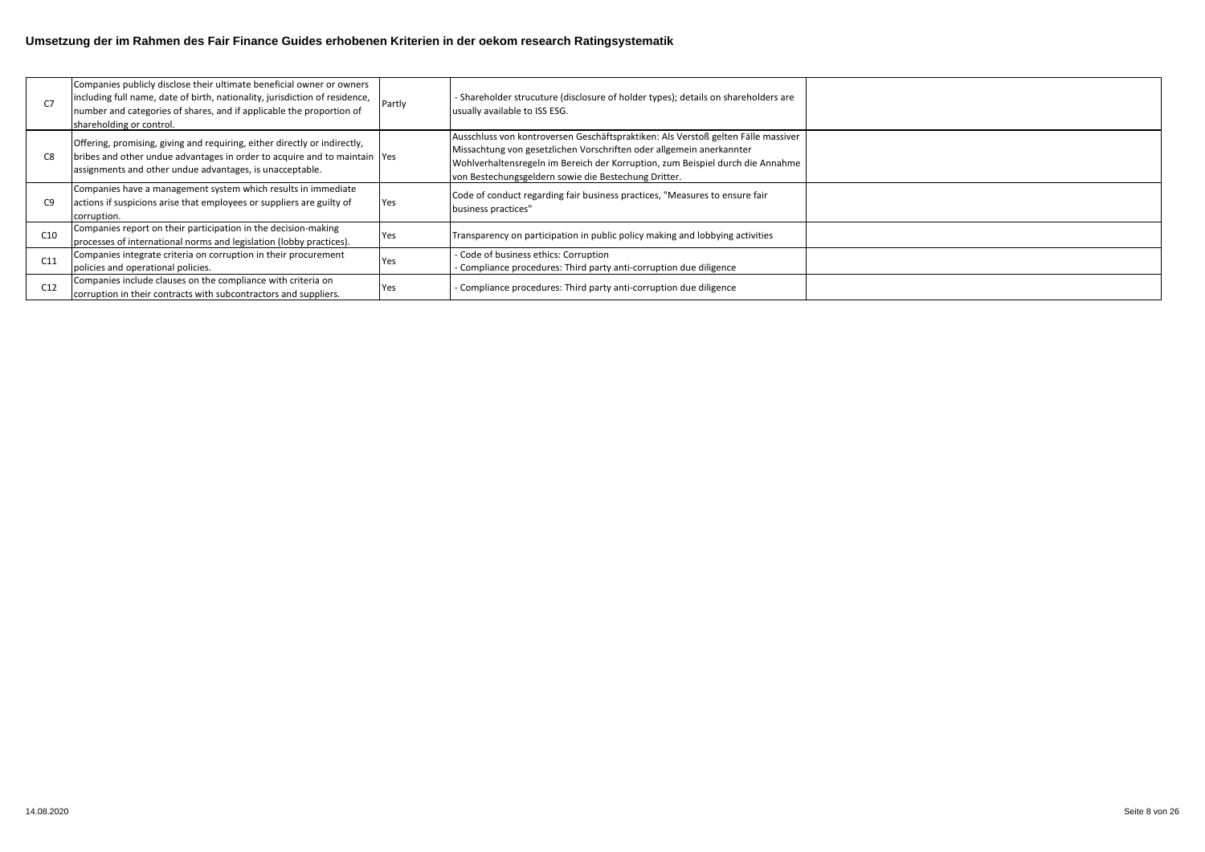# Umsetzung der im Rahmen des Fair Finance Guides erhobenen Kriterien in der oekom research Ratingsystematik

| | | | | |
|---|---|---|---|---|
| C7 | Companies publicly disclose their ultimate beneficial owner or owners including full name, date of birth, nationality, jurisdiction of residence, number and categories of shares, and if applicable the proportion of shareholding or control. | Partly | - Shareholder strucuture (disclosure of holder types); details on shareholders are usually available to ISS ESG. | |
| C8 | Offering, promising, giving and requiring, either directly or indirectly, bribes and other undue advantages in order to acquire and to maintain assignments and other undue advantages, is unacceptable. | Yes | Ausschluss von kontroversen Geschäftspraktiken: Als Verstoß gelten Fälle massiver Missachtung von gesetzlichen Vorschriften oder allgemein anerkannter Wohlverhaltensregeln im Bereich der Korruption, zum Beispiel durch die Annahme von Bestechungsgeldern sowie die Bestechung Dritter. | |
| C9 | Companies have a management system which results in immediate actions if suspicions arise that employees or suppliers are guilty of corruption. | Yes | Code of conduct regarding fair business practices, "Measures to ensure fair business practices" | |
| C10 | Companies report on their participation in the decision-making processes of international norms and legislation (lobby practices). | Yes | Transparency on participation in public policy making and lobbying activities | |
| C11 | Companies integrate criteria on corruption in their procurement policies and operational policies. | Yes | - Code of business ethics: Corruption<br>- Compliance procedures: Third party anti-corruption due diligence | |
| C12 | Companies include clauses on the compliance with criteria on corruption in their contracts with subcontractors and suppliers. | Yes | - Compliance procedures: Third party anti-corruption due diligence | |

14.08.2020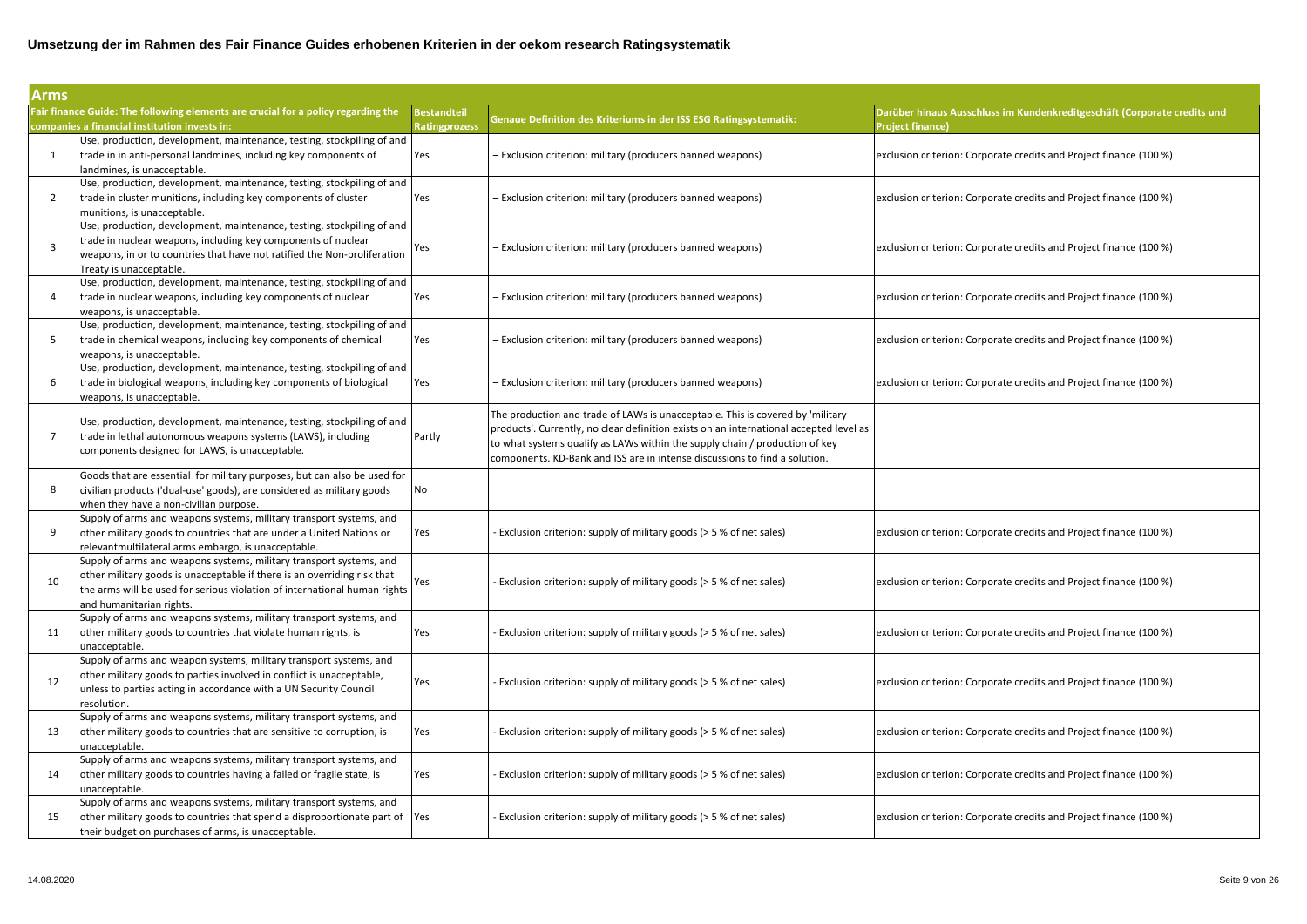# Umsetzung der im Rahmen des Fair Finance Guides erhobenen Kriterien in der oekom research Ratingsystematik

## Arms

| | Fair finance Guide: The following elements are crucial for a policy regarding the companies a financial institution invests in: | Bestandteil Ratingprozess | Genaue Definition des Kriteriums in der ISS ESG Ratingsystematik: | Darüber hinaus Ausschluss im Kundenkreditgeschäft (Corporate credits und Project finance) |
|---|---|---|---|---|
| 1 | Use, production, development, maintenance, testing, stockpiling of and trade in in anti-personal landmines, including key components of landmines, is unacceptable. | Yes | – Exclusion criterion: military (producers banned weapons) | exclusion criterion: Corporate credits and Project finance (100 %) |
| 2 | Use, production, development, maintenance, testing, stockpiling of and trade in cluster munitions, including key components of cluster munitions, is unacceptable. | Yes | – Exclusion criterion: military (producers banned weapons) | exclusion criterion: Corporate credits and Project finance (100 %) |
| 3 | Use, production, development, maintenance, testing, stockpiling of and trade in nuclear weapons, including key components of nuclear weapons, in or to countries that have not ratified the Non-proliferation Treaty is unacceptable. | Yes | – Exclusion criterion: military (producers banned weapons) | exclusion criterion: Corporate credits and Project finance (100 %) |
| 4 | Use, production, development, maintenance, testing, stockpiling of and trade in nuclear weapons, including key components of nuclear weapons, is unacceptable. | Yes | – Exclusion criterion: military (producers banned weapons) | exclusion criterion: Corporate credits and Project finance (100 %) |
| 5 | Use, production, development, maintenance, testing, stockpiling of and trade in chemical weapons, including key components of chemical weapons, is unacceptable. | Yes | – Exclusion criterion: military (producers banned weapons) | exclusion criterion: Corporate credits and Project finance (100 %) |
| 6 | Use, production, development, maintenance, testing, stockpiling of and trade in biological weapons, including key components of biological weapons, is unacceptable. | Yes | – Exclusion criterion: military (producers banned weapons) | exclusion criterion: Corporate credits and Project finance (100 %) |
| 7 | Use, production, development, maintenance, testing, stockpiling of and trade in lethal autonomous weapons systems (LAWS), including components designed for LAWS, is unacceptable. | Partly | The production and trade of LAWs is unacceptable. This is covered by 'military products'. Currently, no clear definition exists on an international accepted level as to what systems qualify as LAWs within the supply chain / production of key components. KD-Bank and ISS are in intense discussions to find a solution. | |
| 8 | Goods that are essential for military purposes, but can also be used for civilian products ('dual-use' goods), are considered as military goods when they have a non-civilian purpose. | No | | |
| 9 | Supply of arms and weapons systems, military transport systems, and other military goods to countries that are under a United Nations or relevantmultilateral arms embargo, is unacceptable. | Yes | - Exclusion criterion: supply of military goods (> 5 % of net sales) | exclusion criterion: Corporate credits and Project finance (100 %) |
| 10 | Supply of arms and weapons systems, military transport systems, and other military goods is unacceptable if there is an overriding risk that the arms will be used for serious violation of international human rights and humanitarian rights. | Yes | - Exclusion criterion: supply of military goods (> 5 % of net sales) | exclusion criterion: Corporate credits and Project finance (100 %) |
| 11 | Supply of arms and weapons systems, military transport systems, and other military goods to countries that violate human rights, is unacceptable. | Yes | - Exclusion criterion: supply of military goods (> 5 % of net sales) | exclusion criterion: Corporate credits and Project finance (100 %) |
| 12 | Supply of arms and weapon systems, military transport systems, and other military goods to parties involved in conflict is unacceptable, unless to parties acting in accordance with a UN Security Council resolution. | Yes | - Exclusion criterion: supply of military goods (> 5 % of net sales) | exclusion criterion: Corporate credits and Project finance (100 %) |
| 13 | Supply of arms and weapons systems, military transport systems, and other military goods to countries that are sensitive to corruption, is unacceptable. | Yes | - Exclusion criterion: supply of military goods (> 5 % of net sales) | exclusion criterion: Corporate credits and Project finance (100 %) |
| 14 | Supply of arms and weapons systems, military transport systems, and other military goods to countries having a failed or fragile state, is unacceptable. | Yes | - Exclusion criterion: supply of military goods (> 5 % of net sales) | exclusion criterion: Corporate credits and Project finance (100 %) |
| 15 | Supply of arms and weapons systems, military transport systems, and other military goods to countries that spend a disproportionate part of their budget on purchases of arms, is unacceptable. | Yes | - Exclusion criterion: supply of military goods (> 5 % of net sales) | exclusion criterion: Corporate credits and Project finance (100 %) |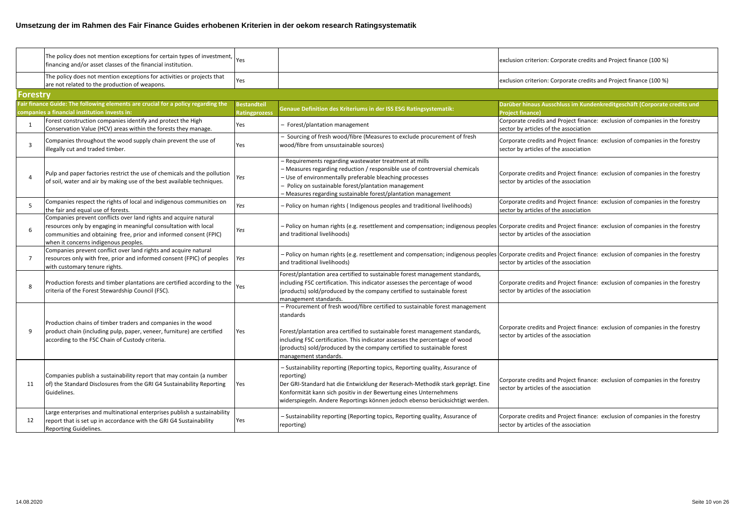## Umsetzung der im Rahmen des Fair Finance Guides erhobenen Kriterien in der oekom research Ratingsystematik

| | | | | |
|---|---|---|---|---|
| | The policy does not mention exceptions for certain types of investment, financing and/or asset classes of the financial institution. | Yes | | exclusion criterion: Corporate credits and Project finance (100 %) |
| | The policy does not mention exceptions for activities or projects that are not related to the production of weapons. | Yes | | exclusion criterion: Corporate credits and Project finance (100 %) |

## Forestry

| | Fair finance Guide: The following elements are crucial for a policy regarding the companies a financial institution invests in: | Bestandteil Ratingprozess | Genaue Definition des Kriteriums in der ISS ESG Ratingsystematik: | Darüber hinaus Ausschluss im Kundenkreditgeschäft (Corporate credits und Project finance) |
|---|---|---|---|---|
| 1 | Forest construction companies identify and protect the High Conservation Value (HCV) areas within the forests they manage. | Yes | – Forest/plantation management | Corporate credits and Project finance: exclusion of companies in the forestry sector by articles of the association |
| 3 | Companies throughout the wood supply chain prevent the use of illegally cut and traded timber. | Yes | – Sourcing of fresh wood/fibre (Measures to exclude procurement of fresh wood/fibre from unsustainable sources) | Corporate credits and Project finance: exclusion of companies in the forestry sector by articles of the association |
| 4 | Pulp and paper factories restrict the use of chemicals and the pollution of soil, water and air by making use of the best available techniques. | Yes | – Requirements regarding wastewater treatment at mills<br>– Measures regarding reduction / responsible use of controversial chemicals<br>– Use of environmentally preferable bleaching processes<br>– Policy on sustainable forest/plantation management<br>– Measures regarding sustainable forest/plantation management | Corporate credits and Project finance: exclusion of companies in the forestry sector by articles of the association |
| 5 | Companies respect the rights of local and indigenous communities on the fair and equal use of forests. | Yes | – Policy on human rights ( Indigenous peoples and traditional livelihoods) | Corporate credits and Project finance: exclusion of companies in the forestry sector by articles of the association |
| 6 | Companies prevent conflicts over land rights and acquire natural resources only by engaging in meaningful consultation with local communities and obtaining free, prior and informed consent (FPIC) when it concerns indigenous peoples. | Yes | – Policy on human rights (e.g. resettlement and compensation; indigenous peoples and traditional livelihoods) | Corporate credits and Project finance: exclusion of companies in the forestry sector by articles of the association |
| 7 | Companies prevent conflict over land rights and acquire natural resources only with free, prior and informed consent (FPIC) of peoples with customary tenure rights. | Yes | – Policy on human rights (e.g. resettlement and compensation; indigenous peoples and traditional livelihoods) | Corporate credits and Project finance: exclusion of companies in the forestry sector by articles of the association |
| 8 | Production forests and timber plantations are certified according to the criteria of the Forest Stewardship Council (FSC). | Yes | Forest/plantation area certified to sustainable forest management standards, including FSC certification. This indicator assesses the percentage of wood (products) sold/produced by the company certified to sustainable forest management standards. | Corporate credits and Project finance: exclusion of companies in the forestry sector by articles of the association |
| 9 | Production chains of timber traders and companies in the wood product chain (including pulp, paper, veneer, furniture) are certified according to the FSC Chain of Custody criteria. | Yes | – Procurement of fresh wood/fibre certified to sustainable forest management standards<br><br>Forest/plantation area certified to sustainable forest management standards, including FSC certification. This indicator assesses the percentage of wood (products) sold/produced by the company certified to sustainable forest management standards. | Corporate credits and Project finance: exclusion of companies in the forestry sector by articles of the association |
| 11 | Companies publish a sustainability report that may contain (a number of) the Standard Disclosures from the GRI G4 Sustainability Reporting Guidelines. | Yes | – Sustainability reporting (Reporting topics, Reporting quality, Assurance of reporting)<br>Der GRI-Standard hat die Entwicklung der Reserach-Methodik stark geprägt. Eine Konformität kann sich positiv in der Bewertung eines Unternehmens widerspiegeln. Andere Reportings können jedoch ebenso berücksichtigt werden. | Corporate credits and Project finance: exclusion of companies in the forestry sector by articles of the association |
| 12 | Large enterprises and multinational enterprises publish a sustainability report that is set up in accordance with the GRI G4 Sustainability Reporting Guidelines. | Yes | – Sustainability reporting (Reporting topics, Reporting quality, Assurance of reporting) | Corporate credits and Project finance: exclusion of companies in the forestry sector by articles of the association |

14.08.2020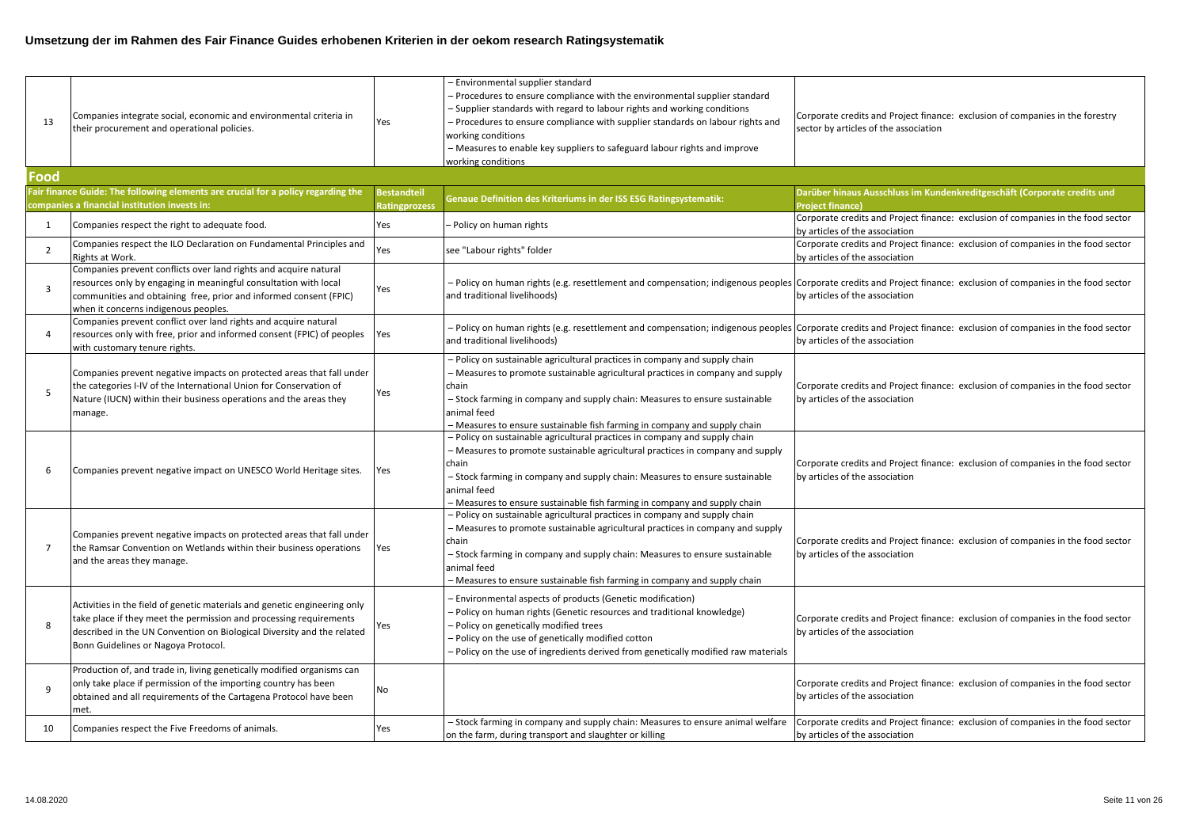# Umsetzung der im Rahmen des Fair Finance Guides erhobenen Kriterien in der oekom research Ratingsystematik

| | | | | |
|---|---|---|---|---|
| 13 | Companies integrate social, economic and environmental criteria in their procurement and operational policies. | Yes | – Environmental supplier standard<br>– Procedures to ensure compliance with the environmental supplier standard<br>– Supplier standards with regard to labour rights and working conditions<br>– Procedures to ensure compliance with supplier standards on labour rights and working conditions<br>– Measures to enable key suppliers to safeguard labour rights and improve working conditions | Corporate credits and Project finance: exclusion of companies in the forestry sector by articles of the association |

## Food

| | Fair finance Guide: The following elements are crucial for a policy regarding the companies a financial institution invests in: | Bestandteil Ratingprozess | Genaue Definition des Kriteriums in der ISS ESG Ratingsystematik: | Darüber hinaus Ausschluss im Kundenkreditgeschäft (Corporate credits und Project finance) |
|---|---|---|---|---|
| 1 | Companies respect the right to adequate food. | Yes | – Policy on human rights | Corporate credits and Project finance: exclusion of companies in the food sector by articles of the association |
| 2 | Companies respect the ILO Declaration on Fundamental Principles and Rights at Work. | Yes | see "Labour rights" folder | Corporate credits and Project finance: exclusion of companies in the food sector by articles of the association |
| 3 | Companies prevent conflicts over land rights and acquire natural resources only by engaging in meaningful consultation with local communities and obtaining free, prior and informed consent (FPIC) when it concerns indigenous peoples. | Yes | – Policy on human rights (e.g. resettlement and compensation; indigenous peoples and traditional livelihoods) | Corporate credits and Project finance: exclusion of companies in the food sector by articles of the association |
| 4 | Companies prevent conflict over land rights and acquire natural resources only with free, prior and informed consent (FPIC) of peoples with customary tenure rights. | Yes | – Policy on human rights (e.g. resettlement and compensation; indigenous peoples and traditional livelihoods) | Corporate credits and Project finance: exclusion of companies in the food sector by articles of the association |
| 5 | Companies prevent negative impacts on protected areas that fall under the categories I-IV of the International Union for Conservation of Nature (IUCN) within their business operations and the areas they manage. | Yes | – Policy on sustainable agricultural practices in company and supply chain<br>– Measures to promote sustainable agricultural practices in company and supply chain<br>– Stock farming in company and supply chain: Measures to ensure sustainable animal feed<br>– Measures to ensure sustainable fish farming in company and supply chain | Corporate credits and Project finance: exclusion of companies in the food sector by articles of the association |
| 6 | Companies prevent negative impact on UNESCO World Heritage sites. | Yes | – Policy on sustainable agricultural practices in company and supply chain<br>– Measures to promote sustainable agricultural practices in company and supply chain<br>– Stock farming in company and supply chain: Measures to ensure sustainable animal feed<br>– Measures to ensure sustainable fish farming in company and supply chain | Corporate credits and Project finance: exclusion of companies in the food sector by articles of the association |
| 7 | Companies prevent negative impacts on protected areas that fall under the Ramsar Convention on Wetlands within their business operations and the areas they manage. | Yes | – Policy on sustainable agricultural practices in company and supply chain<br>– Measures to promote sustainable agricultural practices in company and supply chain<br>– Stock farming in company and supply chain: Measures to ensure sustainable animal feed<br>– Measures to ensure sustainable fish farming in company and supply chain | Corporate credits and Project finance: exclusion of companies in the food sector by articles of the association |
| 8 | Activities in the field of genetic materials and genetic engineering only take place if they meet the permission and processing requirements described in the UN Convention on Biological Diversity and the related Bonn Guidelines or Nagoya Protocol. | Yes | – Environmental aspects of products (Genetic modification)<br>– Policy on human rights (Genetic resources and traditional knowledge)<br>– Policy on genetically modified trees<br>– Policy on the use of genetically modified cotton<br>– Policy on the use of ingredients derived from genetically modified raw materials | Corporate credits and Project finance: exclusion of companies in the food sector by articles of the association |
| 9 | Production of, and trade in, living genetically modified organisms can only take place if permission of the importing country has been obtained and all requirements of the Cartagena Protocol have been met. | No | | Corporate credits and Project finance: exclusion of companies in the food sector by articles of the association |
| 10 | Companies respect the Five Freedoms of animals. | Yes | – Stock farming in company and supply chain: Measures to ensure animal welfare on the farm, during transport and slaughter or killing | Corporate credits and Project finance: exclusion of companies in the food sector by articles of the association |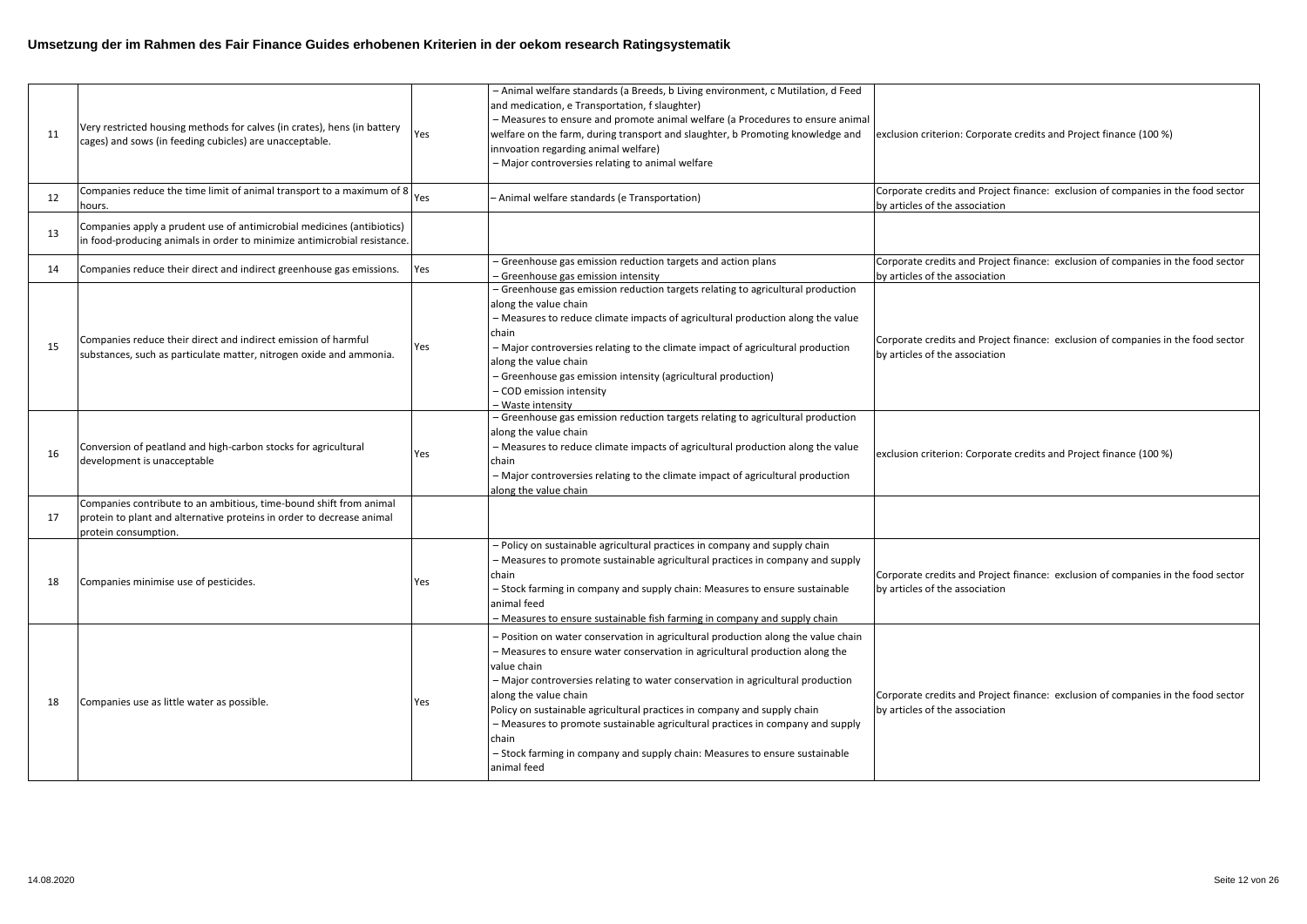# Umsetzung der im Rahmen des Fair Finance Guides erhobenen Kriterien in der oekom research Ratingsystematik

| | | | | |
|---|---|---|---|---|
| 11 | Very restricted housing methods for calves (in crates), hens (in battery cages) and sows (in feeding cubicles) are unacceptable. | Yes | – Animal welfare standards (a Breeds, b Living environment, c Mutilation, d Feed and medication, e Transportation, f slaughter)<br>– Measures to ensure and promote animal welfare (a Procedures to ensure animal welfare on the farm, during transport and slaughter, b Promoting knowledge and innvoation regarding animal welfare)<br>– Major controversies relating to animal welfare | exclusion criterion: Corporate credits and Project finance (100 %) |
| 12 | Companies reduce the time limit of animal transport to a maximum of 8 hours. | Yes | – Animal welfare standards (e Transportation) | Corporate credits and Project finance: exclusion of companies in the food sector by articles of the association |
| 13 | Companies apply a prudent use of antimicrobial medicines (antibiotics) in food-producing animals in order to minimize antimicrobial resistance. | | | |
| 14 | Companies reduce their direct and indirect greenhouse gas emissions. | Yes | – Greenhouse gas emission reduction targets and action plans<br>– Greenhouse gas emission intensity | Corporate credits and Project finance: exclusion of companies in the food sector by articles of the association |
| 15 | Companies reduce their direct and indirect emission of harmful substances, such as particulate matter, nitrogen oxide and ammonia. | Yes | – Greenhouse gas emission reduction targets relating to agricultural production along the value chain<br>– Measures to reduce climate impacts of agricultural production along the value chain<br>– Major controversies relating to the climate impact of agricultural production along the value chain<br>– Greenhouse gas emission intensity (agricultural production)<br>– COD emission intensity<br>– Waste intensity | Corporate credits and Project finance: exclusion of companies in the food sector by articles of the association |
| 16 | Conversion of peatland and high-carbon stocks for agricultural development is unacceptable | Yes | – Greenhouse gas emission reduction targets relating to agricultural production along the value chain<br>– Measures to reduce climate impacts of agricultural production along the value chain<br>– Major controversies relating to the climate impact of agricultural production along the value chain | exclusion criterion: Corporate credits and Project finance (100 %) |
| 17 | Companies contribute to an ambitious, time-bound shift from animal protein to plant and alternative proteins in order to decrease animal protein consumption. | | | |
| 18 | Companies minimise use of pesticides. | Yes | – Policy on sustainable agricultural practices in company and supply chain<br>– Measures to promote sustainable agricultural practices in company and supply chain<br>– Stock farming in company and supply chain: Measures to ensure sustainable animal feed<br>– Measures to ensure sustainable fish farming in company and supply chain | Corporate credits and Project finance: exclusion of companies in the food sector by articles of the association |
| 18 | Companies use as little water as possible. | Yes | – Position on water conservation in agricultural production along the value chain<br>– Measures to ensure water conservation in agricultural production along the value chain<br>– Major controversies relating to water conservation in agricultural production along the value chain<br>Policy on sustainable agricultural practices in company and supply chain<br>– Measures to promote sustainable agricultural practices in company and supply chain<br>– Stock farming in company and supply chain: Measures to ensure sustainable animal feed | Corporate credits and Project finance: exclusion of companies in the food sector by articles of the association |

14.08.2020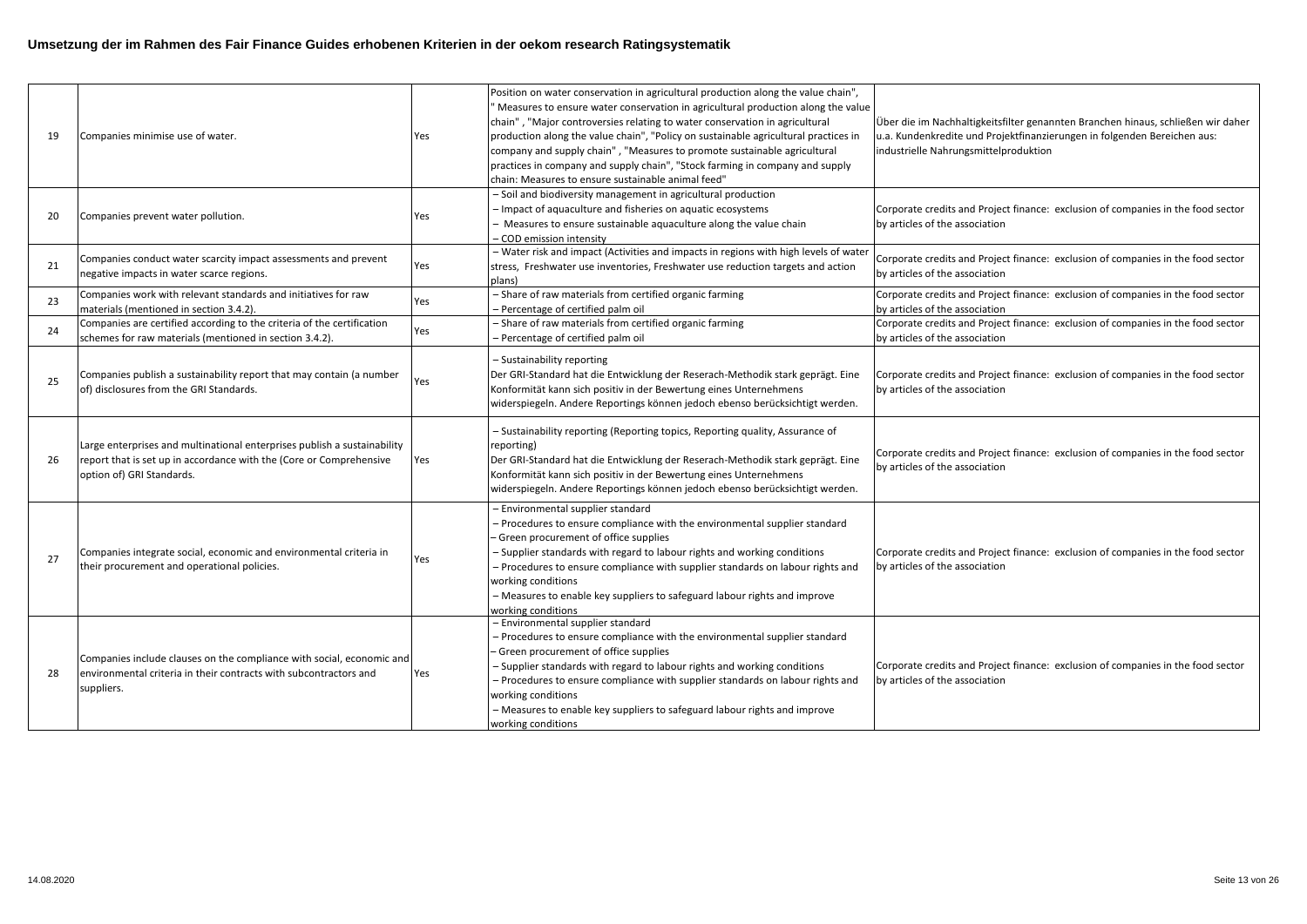# Umsetzung der im Rahmen des Fair Finance Guides erhobenen Kriterien in der oekom research Ratingsystematik

| | | | | |
|---|---|---|---|---|
| 19 | Companies minimise use of water. | Yes | Position on water conservation in agricultural production along the value chain", " Measures to ensure water conservation in agricultural production along the value chain" , "Major controversies relating to water conservation in agricultural production along the value chain", "Policy on sustainable agricultural practices in company and supply chain" , "Measures to promote sustainable agricultural practices in company and supply chain", "Stock farming in company and supply chain: Measures to ensure sustainable animal feed" | Über die im Nachhaltigkeitsfilter genannten Branchen hinaus, schließen wir daher u.a. Kundenkredite und Projektfinanzierungen in folgenden Bereichen aus: industrielle Nahrungsmittelproduktion |
| 20 | Companies prevent water pollution. | Yes | – Soil and biodiversity management in agricultural production<br>– Impact of aquaculture and fisheries on aquatic ecosystems<br>– Measures to ensure sustainable aquaculture along the value chain<br>– COD emission intensity | Corporate credits and Project finance: exclusion of companies in the food sector by articles of the association |
| 21 | Companies conduct water scarcity impact assessments and prevent negative impacts in water scarce regions. | Yes | – Water risk and impact (Activities and impacts in regions with high levels of water stress, Freshwater use inventories, Freshwater use reduction targets and action plans) | Corporate credits and Project finance: exclusion of companies in the food sector by articles of the association |
| 23 | Companies work with relevant standards and initiatives for raw materials (mentioned in section 3.4.2). | Yes | – Share of raw materials from certified organic farming<br>– Percentage of certified palm oil | Corporate credits and Project finance: exclusion of companies in the food sector by articles of the association |
| 24 | Companies are certified according to the criteria of the certification schemes for raw materials (mentioned in section 3.4.2). | Yes | – Share of raw materials from certified organic farming<br>– Percentage of certified palm oil | Corporate credits and Project finance: exclusion of companies in the food sector by articles of the association |
| 25 | Companies publish a sustainability report that may contain (a number of) disclosures from the GRI Standards. | Yes | – Sustainability reporting<br>Der GRI-Standard hat die Entwicklung der Reserach-Methodik stark geprägt. Eine Konformität kann sich positiv in der Bewertung eines Unternehmens widerspiegeln. Andere Reportings können jedoch ebenso berücksichtigt werden. | Corporate credits and Project finance: exclusion of companies in the food sector by articles of the association |
| 26 | Large enterprises and multinational enterprises publish a sustainability report that is set up in accordance with the (Core or Comprehensive option of) GRI Standards. | Yes | – Sustainability reporting (Reporting topics, Reporting quality, Assurance of reporting)<br>Der GRI-Standard hat die Entwicklung der Reserach-Methodik stark geprägt. Eine Konformität kann sich positiv in der Bewertung eines Unternehmens widerspiegeln. Andere Reportings können jedoch ebenso berücksichtigt werden. | Corporate credits and Project finance: exclusion of companies in the food sector by articles of the association |
| 27 | Companies integrate social, economic and environmental criteria in their procurement and operational policies. | Yes | – Environmental supplier standard<br>– Procedures to ensure compliance with the environmental supplier standard<br>– Green procurement of office supplies<br>– Supplier standards with regard to labour rights and working conditions<br>– Procedures to ensure compliance with supplier standards on labour rights and working conditions<br>– Measures to enable key suppliers to safeguard labour rights and improve working conditions | Corporate credits and Project finance: exclusion of companies in the food sector by articles of the association |
| 28 | Companies include clauses on the compliance with social, economic and environmental criteria in their contracts with subcontractors and suppliers. | Yes | – Environmental supplier standard<br>– Procedures to ensure compliance with the environmental supplier standard<br>– Green procurement of office supplies<br>– Supplier standards with regard to labour rights and working conditions<br>– Procedures to ensure compliance with supplier standards on labour rights and working conditions<br>– Measures to enable key suppliers to safeguard labour rights and improve working conditions | Corporate credits and Project finance: exclusion of companies in the food sector by articles of the association |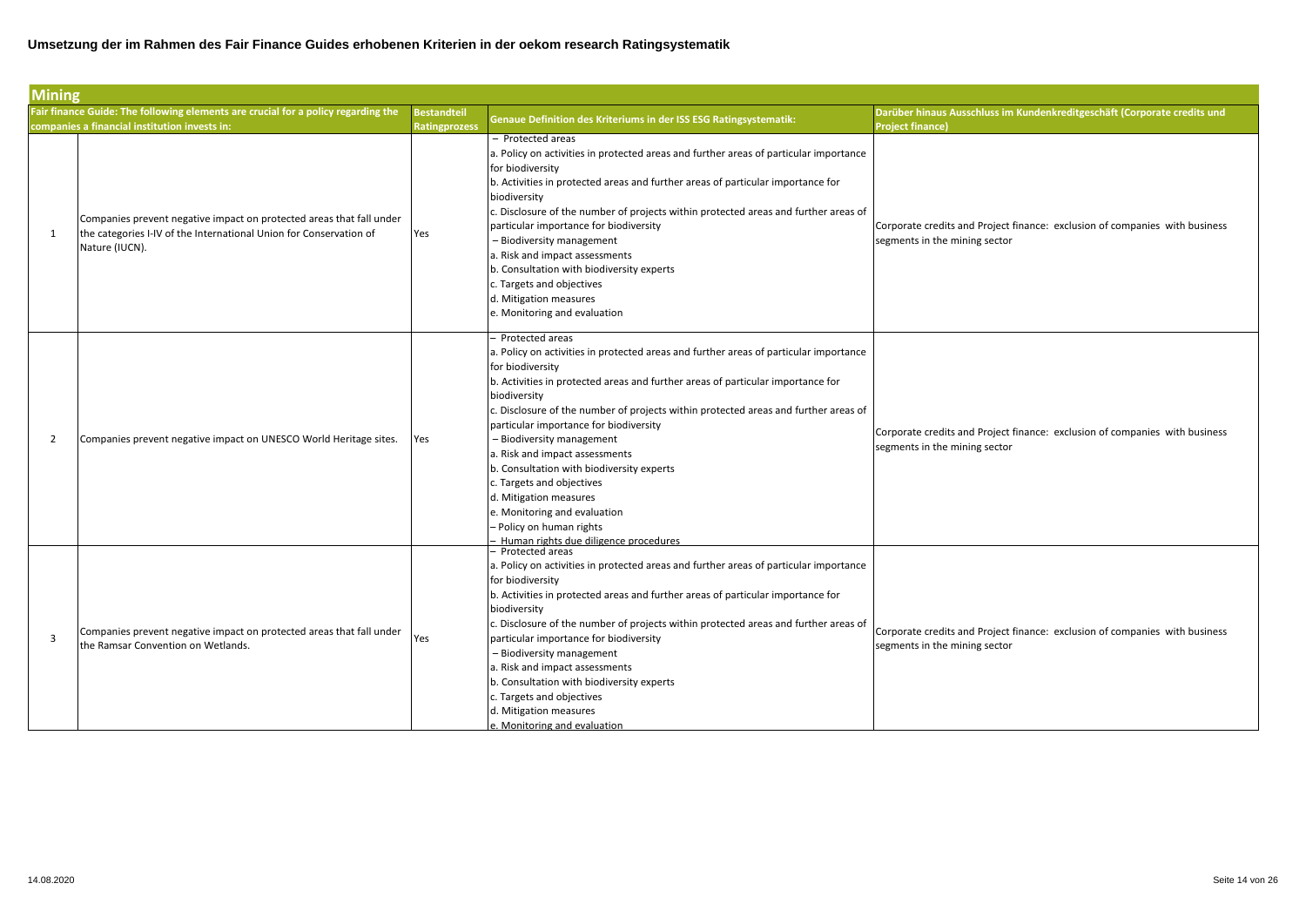## Umsetzung der im Rahmen des Fair Finance Guides erhobenen Kriterien in der oekom research Ratingsystematik

### Mining

| | Fair finance Guide: The following elements are crucial for a policy regarding the companies a financial institution invests in: | Bestandteil Ratingprozess | Genaue Definition des Kriteriums in der ISS ESG Ratingsystematik: | Darüber hinaus Ausschluss im Kundenkreditgeschäft (Corporate credits und Project finance) |
|---|---|---|---|---|
| 1 | Companies prevent negative impact on protected areas that fall under the categories I-IV of the International Union for Conservation of Nature (IUCN). | Yes | – Protected areas<br>a. Policy on activities in protected areas and further areas of particular importance for biodiversity<br>b. Activities in protected areas and further areas of particular importance for biodiversity<br>c. Disclosure of the number of projects within protected areas and further areas of particular importance for biodiversity<br>– Biodiversity management<br>a. Risk and impact assessments<br>b. Consultation with biodiversity experts<br>c. Targets and objectives<br>d. Mitigation measures<br>e. Monitoring and evaluation | Corporate credits and Project finance: exclusion of companies with business segments in the mining sector |
| 2 | Companies prevent negative impact on UNESCO World Heritage sites. | Yes | – Protected areas<br>a. Policy on activities in protected areas and further areas of particular importance for biodiversity<br>b. Activities in protected areas and further areas of particular importance for biodiversity<br>c. Disclosure of the number of projects within protected areas and further areas of particular importance for biodiversity<br>– Biodiversity management<br>a. Risk and impact assessments<br>b. Consultation with biodiversity experts<br>c. Targets and objectives<br>d. Mitigation measures<br>e. Monitoring and evaluation<br>– Policy on human rights<br>– Human rights due diligence procedures | Corporate credits and Project finance: exclusion of companies with business segments in the mining sector |
| 3 | Companies prevent negative impact on protected areas that fall under the Ramsar Convention on Wetlands. | Yes | – Protected areas<br>a. Policy on activities in protected areas and further areas of particular importance for biodiversity<br>b. Activities in protected areas and further areas of particular importance for biodiversity<br>c. Disclosure of the number of projects within protected areas and further areas of particular importance for biodiversity<br>– Biodiversity management<br>a. Risk and impact assessments<br>b. Consultation with biodiversity experts<br>c. Targets and objectives<br>d. Mitigation measures<br>e. Monitoring and evaluation | Corporate credits and Project finance: exclusion of companies with business segments in the mining sector |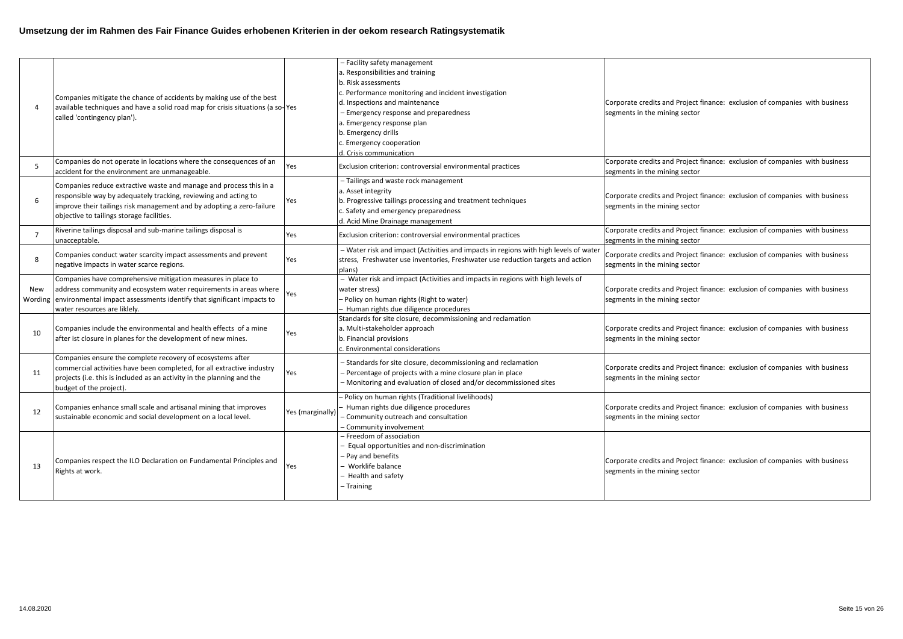## Umsetzung der im Rahmen des Fair Finance Guides erhobenen Kriterien in der oekom research Ratingsystematik

| | | | | |
|---|---|---|---|---|
| 4 | Companies mitigate the chance of accidents by making use of the best available techniques and have a solid road map for crisis situations (a so-called 'contingency plan'). | Yes | – Facility safety management<br>a. Responsibilities and training<br>b. Risk assessments<br>c. Performance monitoring and incident investigation<br>d. Inspections and maintenance<br>– Emergency response and preparedness<br>a. Emergency response plan<br>b. Emergency drills<br>c. Emergency cooperation<br>d. Crisis communication | Corporate credits and Project finance: exclusion of companies with business segments in the mining sector |
| 5 | Companies do not operate in locations where the consequences of an accident for the environment are unmanageable. | Yes | Exclusion criterion: controversial environmental practices | Corporate credits and Project finance: exclusion of companies with business segments in the mining sector |
| 6 | Companies reduce extractive waste and manage and process this in a responsible way by adequately tracking, reviewing and acting to improve their tailings risk management and by adopting a zero-failure objective to tailings storage facilities. | Yes | – Tailings and waste rock management<br>a. Asset integrity<br>b. Progressive tailings processing and treatment techniques<br>c. Safety and emergency preparedness<br>d. Acid Mine Drainage management | Corporate credits and Project finance: exclusion of companies with business segments in the mining sector |
| 7 | Riverine tailings disposal and sub-marine tailings disposal is unacceptable. | Yes | Exclusion criterion: controversial environmental practices | Corporate credits and Project finance: exclusion of companies with business segments in the mining sector |
| 8 | Companies conduct water scarcity impact assessments and prevent negative impacts in water scarce regions. | Yes | – Water risk and impact (Activities and impacts in regions with high levels of water stress, Freshwater use inventories, Freshwater use reduction targets and action plans) | Corporate credits and Project finance: exclusion of companies with business segments in the mining sector |
| New Wording | Companies have comprehensive mitigation measures in place to address community and ecosystem water requirements in areas where environmental impact assessments identify that significant impacts to water resources are liklely. | Yes | – Water risk and impact (Activities and impacts in regions with high levels of water stress)<br>– Policy on human rights (Right to water)<br>– Human rights due diligence procedures | Corporate credits and Project finance: exclusion of companies with business segments in the mining sector |
| 10 | Companies include the environmental and health effects of a mine after ist closure in planes for the development of new mines. | Yes | Standards for site closure, decommissioning and reclamation<br>a. Multi-stakeholder approach<br>b. Financial provisions<br>c. Environmental considerations | Corporate credits and Project finance: exclusion of companies with business segments in the mining sector |
| 11 | Companies ensure the complete recovery of ecosystems after commercial activities have been completed, for all extractive industry projects (i.e. this is included as an activity in the planning and the budget of the project). | Yes | – Standards for site closure, decommissioning and reclamation<br>– Percentage of projects with a mine closure plan in place<br>– Monitoring and evaluation of closed and/or decommissioned sites | Corporate credits and Project finance: exclusion of companies with business segments in the mining sector |
| 12 | Companies enhance small scale and artisanal mining that improves sustainable economic and social development on a local level. | Yes (marginally) | – Policy on human rights (Traditional livelihoods)<br>– Human rights due diligence procedures<br>– Community outreach and consultation<br>– Community involvement | Corporate credits and Project finance: exclusion of companies with business segments in the mining sector |
| 13 | Companies respect the ILO Declaration on Fundamental Principles and Rights at work. | Yes | – Freedom of association<br>– Equal opportunities and non-discrimination<br>– Pay and benefits<br>– Worklife balance<br>– Health and safety<br>– Training | Corporate credits and Project finance: exclusion of companies with business segments in the mining sector |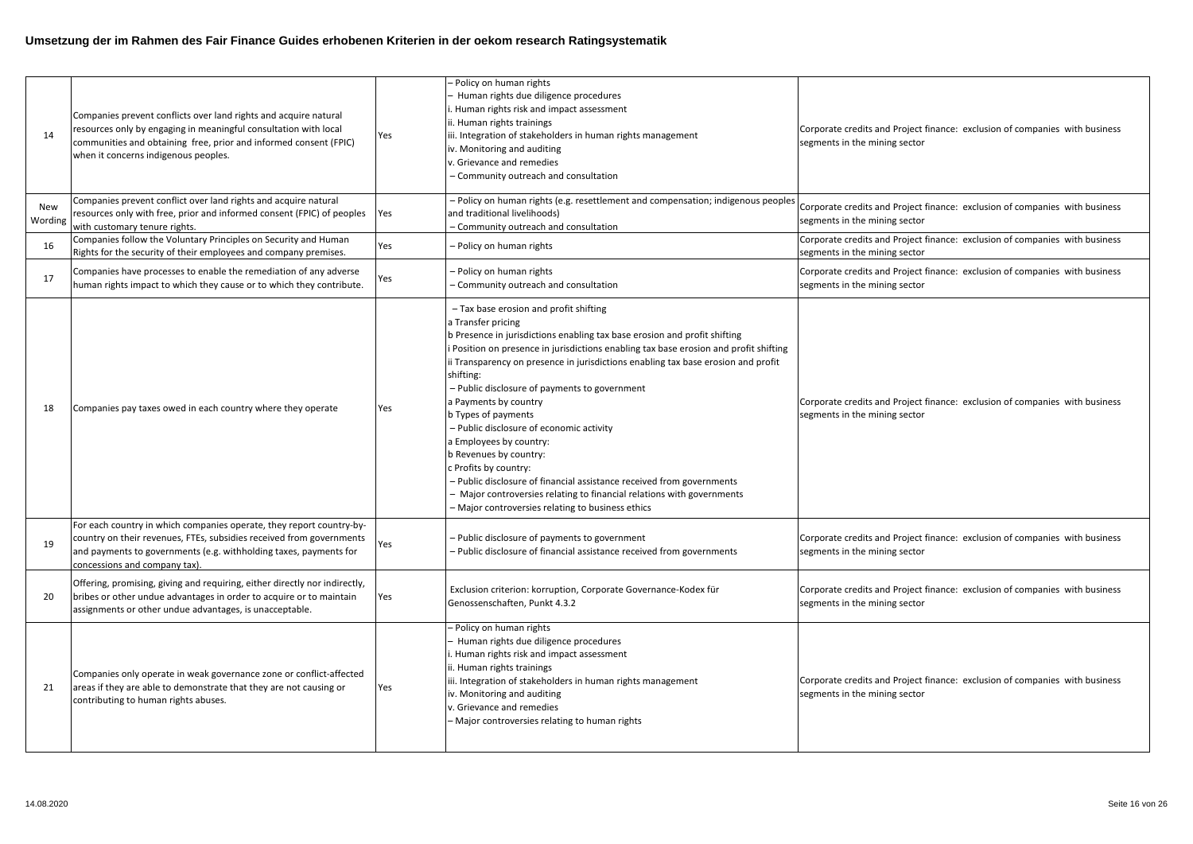## Umsetzung der im Rahmen des Fair Finance Guides erhobenen Kriterien in der oekom research Ratingsystematik

| | | | | |
|---|---|---|---|---|
| 14 | Companies prevent conflicts over land rights and acquire natural resources only by engaging in meaningful consultation with local communities and obtaining free, prior and informed consent (FPIC) when it concerns indigenous peoples. | Yes | – Policy on human rights<br>– Human rights due diligence procedures<br>i. Human rights risk and impact assessment<br>ii. Human rights trainings<br>iii. Integration of stakeholders in human rights management<br>iv. Monitoring and auditing<br>v. Grievance and remedies<br>– Community outreach and consultation | Corporate credits and Project finance: exclusion of companies with business segments in the mining sector |
| New Wording | Companies prevent conflict over land rights and acquire natural resources only with free, prior and informed consent (FPIC) of peoples with customary tenure rights. | Yes | – Policy on human rights (e.g. resettlement and compensation; indigenous peoples and traditional livelihoods)<br>– Community outreach and consultation | Corporate credits and Project finance: exclusion of companies with business segments in the mining sector |
| 16 | Companies follow the Voluntary Principles on Security and Human Rights for the security of their employees and company premises. | Yes | – Policy on human rights | Corporate credits and Project finance: exclusion of companies with business segments in the mining sector |
| 17 | Companies have processes to enable the remediation of any adverse human rights impact to which they cause or to which they contribute. | Yes | – Policy on human rights<br>– Community outreach and consultation | Corporate credits and Project finance: exclusion of companies with business segments in the mining sector |
| 18 | Companies pay taxes owed in each country where they operate | Yes | – Tax base erosion and profit shifting<br>a Transfer pricing<br>b Presence in jurisdictions enabling tax base erosion and profit shifting<br>i Position on presence in jurisdictions enabling tax base erosion and profit shifting<br>ii Transparency on presence in jurisdictions enabling tax base erosion and profit shifting:<br>– Public disclosure of payments to government<br>a Payments by country<br>b Types of payments<br>– Public disclosure of economic activity<br>a Employees by country:<br>b Revenues by country:<br>c Profits by country:<br>– Public disclosure of financial assistance received from governments<br>– Major controversies relating to financial relations with governments<br>– Major controversies relating to business ethics | Corporate credits and Project finance: exclusion of companies with business segments in the mining sector |
| 19 | For each country in which companies operate, they report country-by-country on their revenues, FTEs, subsidies received from governments and payments to governments (e.g. withholding taxes, payments for concessions and company tax). | Yes | – Public disclosure of payments to government<br>– Public disclosure of financial assistance received from governments | Corporate credits and Project finance: exclusion of companies with business segments in the mining sector |
| 20 | Offering, promising, giving and requiring, either directly nor indirectly, bribes or other undue advantages in order to acquire or to maintain assignments or other undue advantages, is unacceptable. | Yes | Exclusion criterion: korruption, Corporate Governance-Kodex für Genossenschaften, Punkt 4.3.2 | Corporate credits and Project finance: exclusion of companies with business segments in the mining sector |
| 21 | Companies only operate in weak governance zone or conflict-affected areas if they are able to demonstrate that they are not causing or contributing to human rights abuses. | Yes | – Policy on human rights<br>– Human rights due diligence procedures<br>i. Human rights risk and impact assessment<br>ii. Human rights trainings<br>iii. Integration of stakeholders in human rights management<br>iv. Monitoring and auditing<br>v. Grievance and remedies<br>– Major controversies relating to human rights | Corporate credits and Project finance: exclusion of companies with business segments in the mining sector |

14.08.2020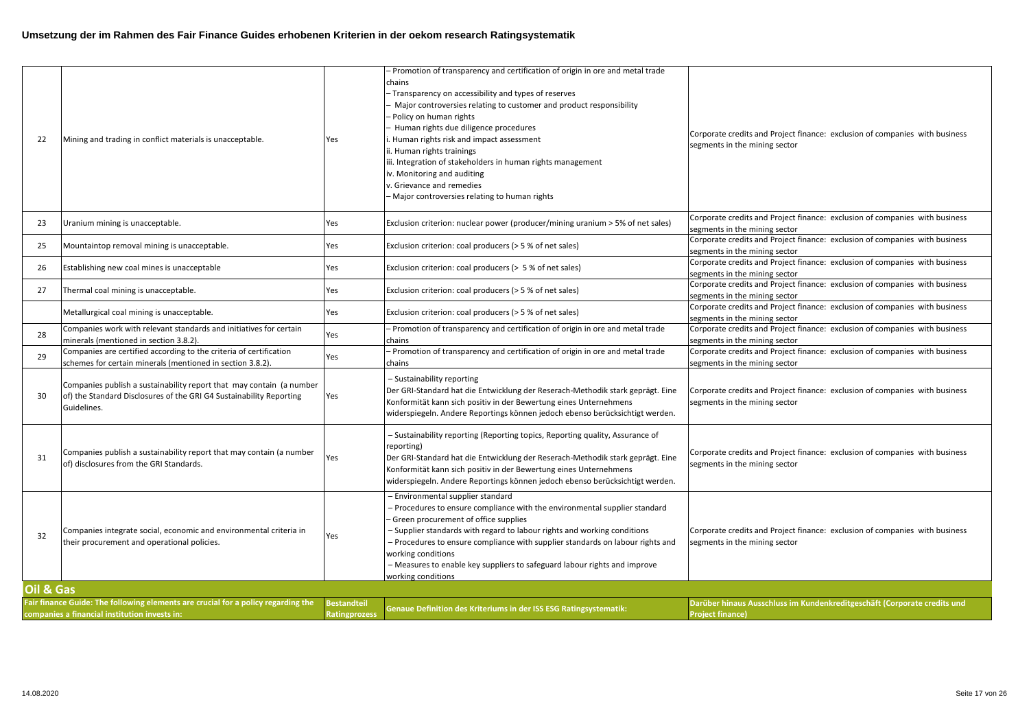## Umsetzung der im Rahmen des Fair Finance Guides erhobenen Kriterien in der oekom research Ratingsystematik

| | | | | |
|---|---|---|---|---|
| 22 | Mining and trading in conflict materials is unacceptable. | Yes | – Promotion of transparency and certification of origin in ore and metal trade chains<br>– Transparency on accessibility and types of reserves<br>– Major controversies relating to customer and product responsibility<br>– Policy on human rights<br>– Human rights due diligence procedures<br>i. Human rights risk and impact assessment<br>ii. Human rights trainings<br>iii. Integration of stakeholders in human rights management<br>iv. Monitoring and auditing<br>v. Grievance and remedies<br>– Major controversies relating to human rights | Corporate credits and Project finance: exclusion of companies with business segments in the mining sector |
| 23 | Uranium mining is unacceptable. | Yes | Exclusion criterion: nuclear power (producer/mining uranium > 5% of net sales) | Corporate credits and Project finance: exclusion of companies with business segments in the mining sector |
| 25 | Mountaintop removal mining is unacceptable. | Yes | Exclusion criterion: coal producers (> 5 % of net sales) | Corporate credits and Project finance: exclusion of companies with business segments in the mining sector |
| 26 | Establishing new coal mines is unacceptable | Yes | Exclusion criterion: coal producers (> 5 % of net sales) | Corporate credits and Project finance: exclusion of companies with business segments in the mining sector |
| 27 | Thermal coal mining is unacceptable. | Yes | Exclusion criterion: coal producers (> 5 % of net sales) | Corporate credits and Project finance: exclusion of companies with business segments in the mining sector |
| | Metallurgical coal mining is unacceptable. | Yes | Exclusion criterion: coal producers (> 5 % of net sales) | Corporate credits and Project finance: exclusion of companies with business segments in the mining sector |
| 28 | Companies work with relevant standards and initiatives for certain minerals (mentioned in section 3.8.2). | Yes | – Promotion of transparency and certification of origin in ore and metal trade chains | Corporate credits and Project finance: exclusion of companies with business segments in the mining sector |
| 29 | Companies are certified according to the criteria of certification schemes for certain minerals (mentioned in section 3.8.2). | Yes | – Promotion of transparency and certification of origin in ore and metal trade chains | Corporate credits and Project finance: exclusion of companies with business segments in the mining sector |
| 30 | Companies publish a sustainability report that may contain (a number of) the Standard Disclosures of the GRI G4 Sustainability Reporting Guidelines. | Yes | – Sustainability reporting<br>Der GRI-Standard hat die Entwicklung der Reserach-Methodik stark geprägt. Eine Konformität kann sich positiv in der Bewertung eines Unternehmens widerspiegeln. Andere Reportings können jedoch ebenso berücksichtigt werden. | Corporate credits and Project finance: exclusion of companies with business segments in the mining sector |
| 31 | Companies publish a sustainability report that may contain (a number of) disclosures from the GRI Standards. | Yes | – Sustainability reporting (Reporting topics, Reporting quality, Assurance of reporting)<br>Der GRI-Standard hat die Entwicklung der Reserach-Methodik stark geprägt. Eine Konformität kann sich positiv in der Bewertung eines Unternehmens widerspiegeln. Andere Reportings können jedoch ebenso berücksichtigt werden. | Corporate credits and Project finance: exclusion of companies with business segments in the mining sector |
| 32 | Companies integrate social, economic and environmental criteria in their procurement and operational policies. | Yes | – Environmental supplier standard<br>– Procedures to ensure compliance with the environmental supplier standard<br>– Green procurement of office supplies<br>– Supplier standards with regard to labour rights and working conditions<br>– Procedures to ensure compliance with supplier standards on labour rights and working conditions<br>– Measures to enable key suppliers to safeguard labour rights and improve working conditions | Corporate credits and Project finance: exclusion of companies with business segments in the mining sector |

## Oil & Gas

| | Fair finance Guide: The following elements are crucial for a policy regarding the companies a financial institution invests in: | Bestandteil Ratingprozess | Genaue Definition des Kriteriums in der ISS ESG Ratingsystematik: | Darüber hinaus Ausschluss im Kundenkreditgeschäft (Corporate credits und Project finance) |
|---|---|---|---|---|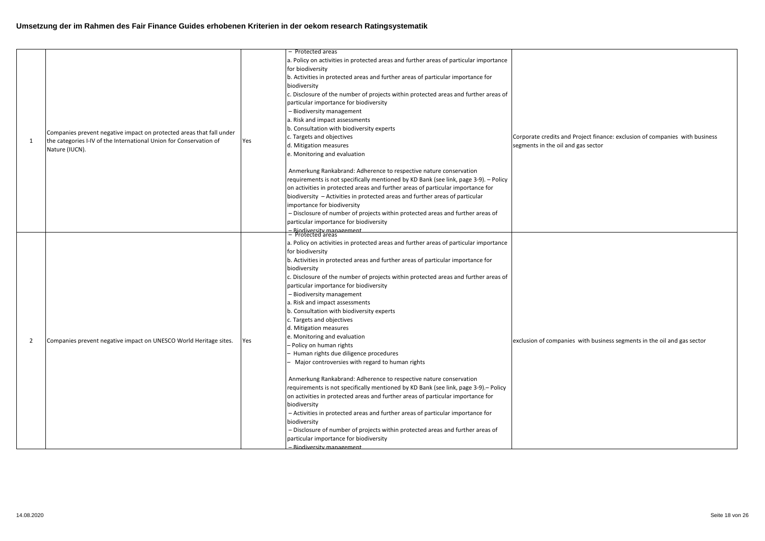## Umsetzung der im Rahmen des Fair Finance Guides erhobenen Kriterien in der oekom research Ratingsystematik

| | | | | |
|---|---|---|---|---|
| 1 | Companies prevent negative impact on protected areas that fall under the categories I-IV of the International Union for Conservation of Nature (IUCN). | Yes | – Protected areas<br>a. Policy on activities in protected areas and further areas of particular importance for biodiversity<br>b. Activities in protected areas and further areas of particular importance for biodiversity<br>c. Disclosure of the number of projects within protected areas and further areas of particular importance for biodiversity<br>– Biodiversity management<br>a. Risk and impact assessments<br>b. Consultation with biodiversity experts<br>c. Targets and objectives<br>d. Mitigation measures<br>e. Monitoring and evaluation<br><br>Anmerkung Rankabrand: Adherence to respective nature conservation requirements is not specifically mentioned by KD Bank (see link, page 3-9). – Policy on activities in protected areas and further areas of particular importance for biodiversity – Activities in protected areas and further areas of particular importance for biodiversity<br>– Disclosure of number of projects within protected areas and further areas of particular importance for biodiversity<br>– Biodiversity management | Corporate credits and Project finance: exclusion of companies with business segments in the oil and gas sector |
| 2 | Companies prevent negative impact on UNESCO World Heritage sites. | Yes | – Protected areas<br>a. Policy on activities in protected areas and further areas of particular importance for biodiversity<br>b. Activities in protected areas and further areas of particular importance for biodiversity<br>c. Disclosure of the number of projects within protected areas and further areas of particular importance for biodiversity<br>– Biodiversity management<br>a. Risk and impact assessments<br>b. Consultation with biodiversity experts<br>c. Targets and objectives<br>d. Mitigation measures<br>e. Monitoring and evaluation<br>– Policy on human rights<br>– Human rights due diligence procedures<br>– Major controversies with regard to human rights<br><br>Anmerkung Rankabrand: Adherence to respective nature conservation requirements is not specifically mentioned by KD Bank (see link, page 3-9).– Policy on activities in protected areas and further areas of particular importance for biodiversity<br>– Activities in protected areas and further areas of particular importance for biodiversity<br>– Disclosure of number of projects within protected areas and further areas of particular importance for biodiversity<br>– Biodiversity management | exclusion of companies with business segments in the oil and gas sector |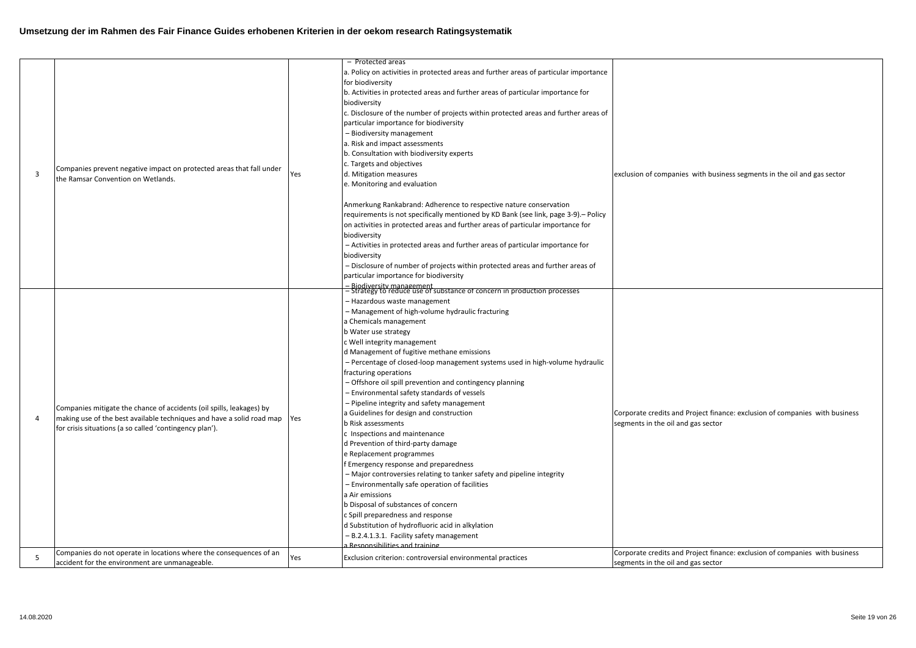# Umsetzung der im Rahmen des Fair Finance Guides erhobenen Kriterien in der oekom research Ratingsystematik

| | | | | |
|---|---|---|---|---|
| 3 | Companies prevent negative impact on protected areas that fall under the Ramsar Convention on Wetlands. | Yes | – Protected areas<br>a. Policy on activities in protected areas and further areas of particular importance for biodiversity<br>b. Activities in protected areas and further areas of particular importance for biodiversity<br>c. Disclosure of the number of projects within protected areas and further areas of particular importance for biodiversity<br>– Biodiversity management<br>a. Risk and impact assessments<br>b. Consultation with biodiversity experts<br>c. Targets and objectives<br>d. Mitigation measures<br>e. Monitoring and evaluation<br><br>Anmerkung Rankabrand: Adherence to respective nature conservation requirements is not specifically mentioned by KD Bank (see link, page 3-9).– Policy on activities in protected areas and further areas of particular importance for biodiversity<br>– Activities in protected areas and further areas of particular importance for biodiversity<br>– Disclosure of number of projects within protected areas and further areas of particular importance for biodiversity<br>– Biodiversity management | exclusion of companies with business segments in the oil and gas sector |
| 4 | Companies mitigate the chance of accidents (oil spills, leakages) by making use of the best available techniques and have a solid road map for crisis situations (a so called 'contingency plan'). | Yes | – Strategy to reduce use of substance of concern in production processes<br>– Hazardous waste management<br>– Management of high-volume hydraulic fracturing<br>a Chemicals management<br>b Water use strategy<br>c Well integrity management<br>d Management of fugitive methane emissions<br>– Percentage of closed-loop management systems used in high-volume hydraulic fracturing operations<br>– Offshore oil spill prevention and contingency planning<br>– Environmental safety standards of vessels<br>– Pipeline integrity and safety management<br>a Guidelines for design and construction<br>b Risk assessments<br>c Inspections and maintenance<br>d Prevention of third-party damage<br>e Replacement programmes<br>f Emergency response and preparedness<br>– Major controversies relating to tanker safety and pipeline integrity<br>– Environmentally safe operation of facilities<br>a Air emissions<br>b Disposal of substances of concern<br>c Spill preparedness and response<br>d Substitution of hydrofluoric acid in alkylation<br>– B.2.4.1.3.1. Facility safety management<br>a Responsibilities and training | Corporate credits and Project finance: exclusion of companies with business segments in the oil and gas sector |
| 5 | Companies do not operate in locations where the consequences of an accident for the environment are unmanageable. | Yes | Exclusion criterion: controversial environmental practices | Corporate credits and Project finance: exclusion of companies with business segments in the oil and gas sector |

14.08.2020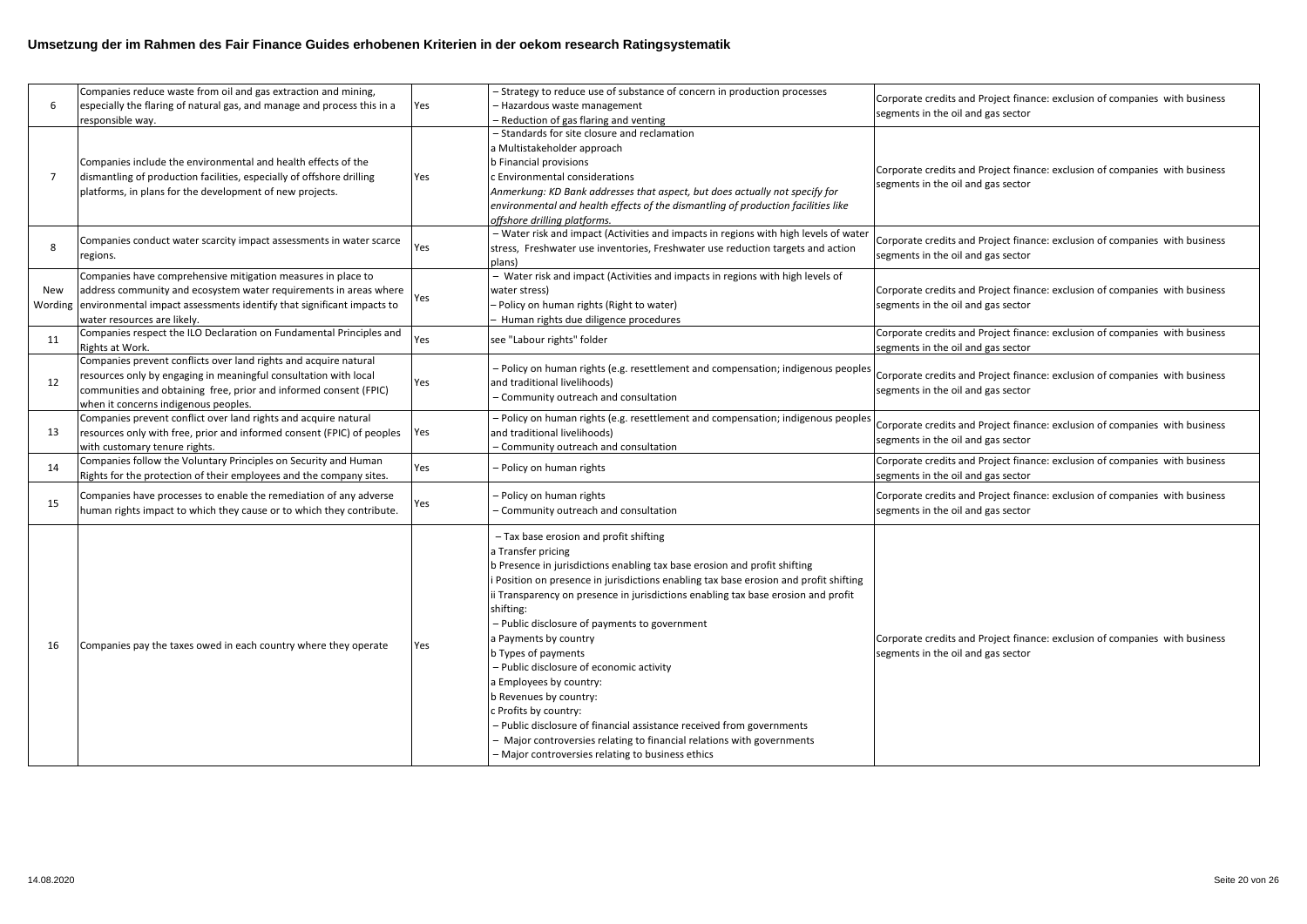# Umsetzung der im Rahmen des Fair Finance Guides erhobenen Kriterien in der oekom research Ratingsystematik

| | | | | |
|---|---|---|---|---|
| 6 | Companies reduce waste from oil and gas extraction and mining, especially the flaring of natural gas, and manage and process this in a responsible way. | Yes | – Strategy to reduce use of substance of concern in production processes<br>– Hazardous waste management<br>– Reduction of gas flaring and venting | Corporate credits and Project finance: exclusion of companies with business segments in the oil and gas sector |
| 7 | Companies include the environmental and health effects of the dismantling of production facilities, especially of offshore drilling platforms, in plans for the development of new projects. | Yes | – Standards for site closure and reclamation<br>a Multistakeholder approach<br>b Financial provisions<br>c Environmental considerations<br>*Anmerkung: KD Bank addresses that aspect, but does actually not specify for environmental and health effects of the dismantling of production facilities like offshore drilling platforms.* | Corporate credits and Project finance: exclusion of companies with business segments in the oil and gas sector |
| 8 | Companies conduct water scarcity impact assessments in water scarce regions. | Yes | – Water risk and impact (Activities and impacts in regions with high levels of water stress, Freshwater use inventories, Freshwater use reduction targets and action plans) | Corporate credits and Project finance: exclusion of companies with business segments in the oil and gas sector |
| New Wording | Companies have comprehensive mitigation measures in place to address community and ecosystem water requirements in areas where environmental impact assessments identify that significant impacts to water resources are likely. | Yes | – Water risk and impact (Activities and impacts in regions with high levels of water stress)<br>– Policy on human rights (Right to water)<br>– Human rights due diligence procedures | Corporate credits and Project finance: exclusion of companies with business segments in the oil and gas sector |
| 11 | Companies respect the ILO Declaration on Fundamental Principles and Rights at Work. | Yes | see "Labour rights" folder | Corporate credits and Project finance: exclusion of companies with business segments in the oil and gas sector |
| 12 | Companies prevent conflicts over land rights and acquire natural resources only by engaging in meaningful consultation with local communities and obtaining free, prior and informed consent (FPIC) when it concerns indigenous peoples. | Yes | – Policy on human rights (e.g. resettlement and compensation; indigenous peoples and traditional livelihoods)<br>– Community outreach and consultation | Corporate credits and Project finance: exclusion of companies with business segments in the oil and gas sector |
| 13 | Companies prevent conflict over land rights and acquire natural resources only with free, prior and informed consent (FPIC) of peoples with customary tenure rights. | Yes | – Policy on human rights (e.g. resettlement and compensation; indigenous peoples and traditional livelihoods)<br>– Community outreach and consultation | Corporate credits and Project finance: exclusion of companies with business segments in the oil and gas sector |
| 14 | Companies follow the Voluntary Principles on Security and Human Rights for the protection of their employees and the company sites. | Yes | – Policy on human rights | Corporate credits and Project finance: exclusion of companies with business segments in the oil and gas sector |
| 15 | Companies have processes to enable the remediation of any adverse human rights impact to which they cause or to which they contribute. | Yes | – Policy on human rights<br>– Community outreach and consultation | Corporate credits and Project finance: exclusion of companies with business segments in the oil and gas sector |
| 16 | Companies pay the taxes owed in each country where they operate | Yes | – Tax base erosion and profit shifting<br>a Transfer pricing<br>b Presence in jurisdictions enabling tax base erosion and profit shifting<br>i Position on presence in jurisdictions enabling tax base erosion and profit shifting<br>ii Transparency on presence in jurisdictions enabling tax base erosion and profit shifting:<br>– Public disclosure of payments to government<br>a Payments by country<br>b Types of payments<br>– Public disclosure of economic activity<br>a Employees by country:<br>b Revenues by country:<br>c Profits by country:<br>– Public disclosure of financial assistance received from governments<br>– Major controversies relating to financial relations with governments<br>– Major controversies relating to business ethics | Corporate credits and Project finance: exclusion of companies with business segments in the oil and gas sector |

14.08.2020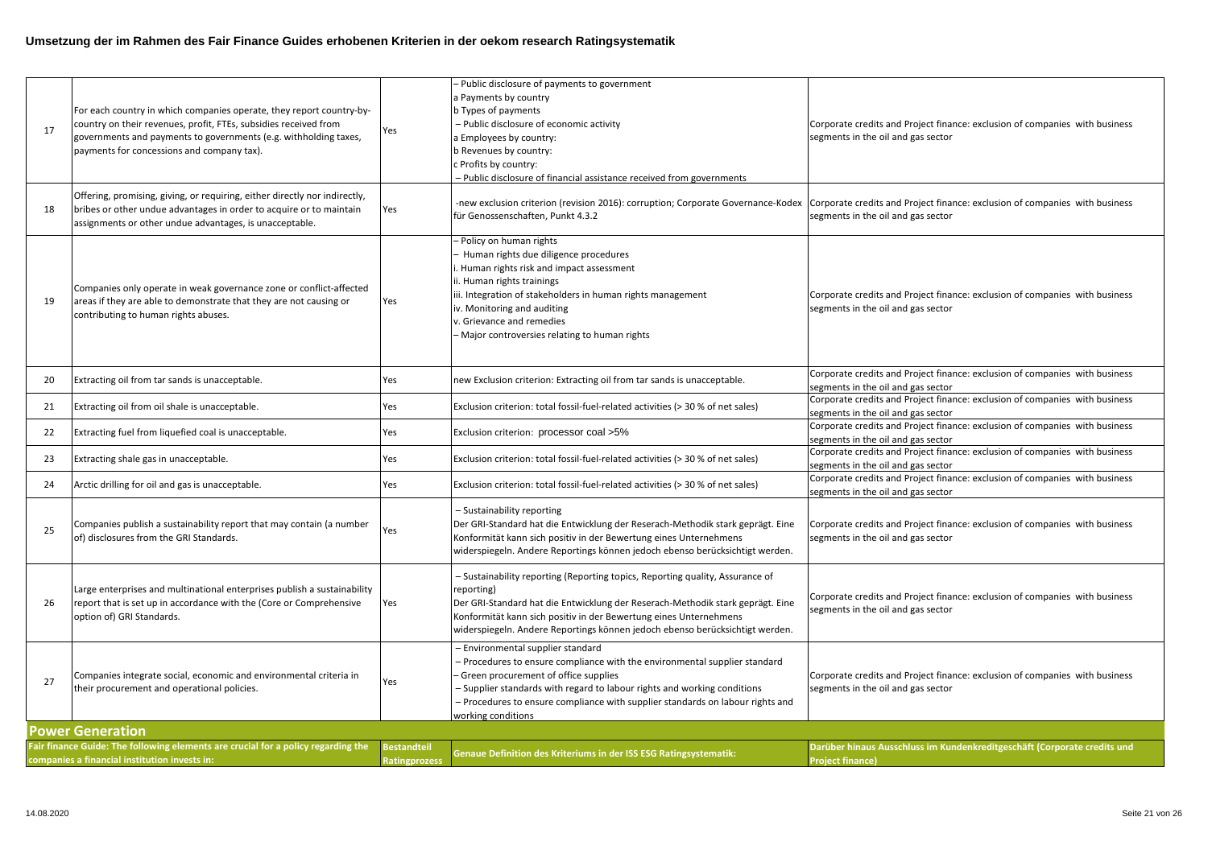## Umsetzung der im Rahmen des Fair Finance Guides erhobenen Kriterien in der oekom research Ratingsystematik

| | | | | |
|---|---|---|---|---|
| 17 | For each country in which companies operate, they report country-by-country on their revenues, profit, FTEs, subsidies received from governments and payments to governments (e.g. withholding taxes, payments for concessions and company tax). | Yes | – Public disclosure of payments to government<br>a Payments by country<br>b Types of payments<br>– Public disclosure of economic activity<br>a Employees by country:<br>b Revenues by country:<br>c Profits by country:<br>– Public disclosure of financial assistance received from governments | Corporate credits and Project finance: exclusion of companies with business segments in the oil and gas sector |
| 18 | Offering, promising, giving, or requiring, either directly nor indirectly, bribes or other undue advantages in order to acquire or to maintain assignments or other undue advantages, is unacceptable. | Yes | -new exclusion criterion (revision 2016): corruption; Corporate Governance-Kodex für Genossenschaften, Punkt 4.3.2 | Corporate credits and Project finance: exclusion of companies with business segments in the oil and gas sector |
| 19 | Companies only operate in weak governance zone or conflict-affected areas if they are able to demonstrate that they are not causing or contributing to human rights abuses. | Yes | – Policy on human rights<br>– Human rights due diligence procedures<br>i. Human rights risk and impact assessment<br>ii. Human rights trainings<br>iii. Integration of stakeholders in human rights management<br>iv. Monitoring and auditing<br>v. Grievance and remedies<br>– Major controversies relating to human rights | Corporate credits and Project finance: exclusion of companies with business segments in the oil and gas sector |
| 20 | Extracting oil from tar sands is unacceptable. | Yes | new Exclusion criterion: Extracting oil from tar sands is unacceptable. | Corporate credits and Project finance: exclusion of companies with business segments in the oil and gas sector |
| 21 | Extracting oil from oil shale is unacceptable. | Yes | Exclusion criterion: total fossil-fuel-related activities (> 30 % of net sales) | Corporate credits and Project finance: exclusion of companies with business segments in the oil and gas sector |
| 22 | Extracting fuel from liquefied coal is unacceptable. | Yes | Exclusion criterion: processor coal >5% | Corporate credits and Project finance: exclusion of companies with business segments in the oil and gas sector |
| 23 | Extracting shale gas in unacceptable. | Yes | Exclusion criterion: total fossil-fuel-related activities (> 30 % of net sales) | Corporate credits and Project finance: exclusion of companies with business segments in the oil and gas sector |
| 24 | Arctic drilling for oil and gas is unacceptable. | Yes | Exclusion criterion: total fossil-fuel-related activities (> 30 % of net sales) | Corporate credits and Project finance: exclusion of companies with business segments in the oil and gas sector |
| 25 | Companies publish a sustainability report that may contain (a number of) disclosures from the GRI Standards. | Yes | – Sustainability reporting<br>Der GRI-Standard hat die Entwicklung der Reserach-Methodik stark geprägt. Eine Konformität kann sich positiv in der Bewertung eines Unternehmens widerspiegeln. Andere Reportings können jedoch ebenso berücksichtigt werden. | Corporate credits and Project finance: exclusion of companies with business segments in the oil and gas sector |
| 26 | Large enterprises and multinational enterprises publish a sustainability report that is set up in accordance with the (Core or Comprehensive option of) GRI Standards. | Yes | – Sustainability reporting (Reporting topics, Reporting quality, Assurance of reporting)<br>Der GRI-Standard hat die Entwicklung der Reserach-Methodik stark geprägt. Eine Konformität kann sich positiv in der Bewertung eines Unternehmens widerspiegeln. Andere Reportings können jedoch ebenso berücksichtigt werden. | Corporate credits and Project finance: exclusion of companies with business segments in the oil and gas sector |
| 27 | Companies integrate social, economic and environmental criteria in their procurement and operational policies. | Yes | – Environmental supplier standard<br>– Procedures to ensure compliance with the environmental supplier standard<br>– Green procurement of office supplies<br>– Supplier standards with regard to labour rights and working conditions<br>– Procedures to ensure compliance with supplier standards on labour rights and working conditions | Corporate credits and Project finance: exclusion of companies with business segments in the oil and gas sector |

### Power Generation

| Fair finance Guide: The following elements are crucial for a policy regarding the companies a financial institution invests in: | Bestandteil Ratingprozess | Genaue Definition des Kriteriums in der ISS ESG Ratingsystematik: | Darüber hinaus Ausschluss im Kundenkreditgeschäft (Corporate credits und Project finance) |
|---|---|---|---|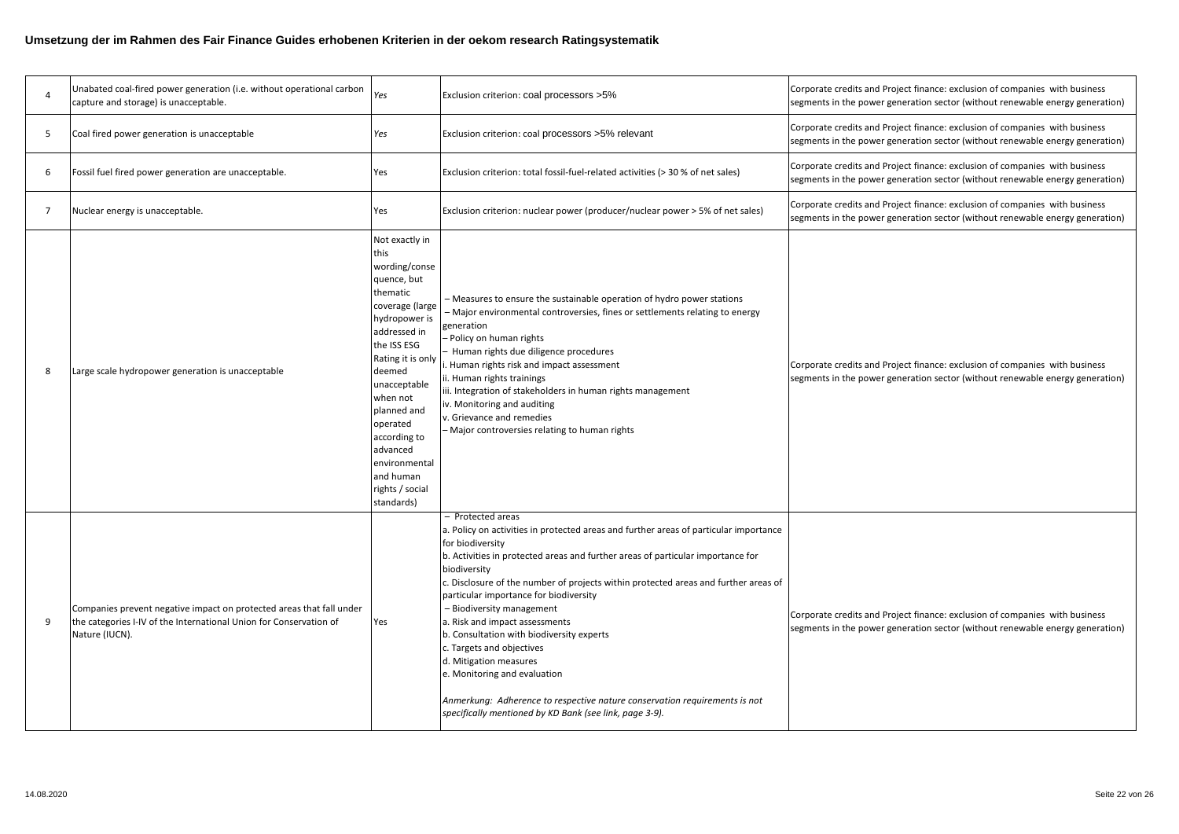## Umsetzung der im Rahmen des Fair Finance Guides erhobenen Kriterien in der oekom research Ratingsystematik

| | | | | |
|---|---|---|---|---|
| 4 | Unabated coal-fired power generation (i.e. without operational carbon capture and storage) is unacceptable. | *Yes* | Exclusion criterion: coal processors >5% | Corporate credits and Project finance: exclusion of companies with business segments in the power generation sector (without renewable energy generation) |
| 5 | Coal fired power generation is unacceptable | *Yes* | Exclusion criterion: coal processors >5% relevant | Corporate credits and Project finance: exclusion of companies with business segments in the power generation sector (without renewable energy generation) |
| 6 | Fossil fuel fired power generation are unacceptable. | Yes | Exclusion criterion: total fossil-fuel-related activities (> 30 % of net sales) | Corporate credits and Project finance: exclusion of companies with business segments in the power generation sector (without renewable energy generation) |
| 7 | Nuclear energy is unacceptable. | Yes | Exclusion criterion: nuclear power (producer/nuclear power > 5% of net sales) | Corporate credits and Project finance: exclusion of companies with business segments in the power generation sector (without renewable energy generation) |
| 8 | Large scale hydropower generation is unacceptable | Not exactly in this wording/consequence, but thematic coverage (large hydropower is addressed in the ISS ESG Rating it is only deemed unacceptable when not planned and operated according to advanced environmental and human rights / social standards) | – Measures to ensure the sustainable operation of hydro power stations<br>– Major environmental controversies, fines or settlements relating to energy generation<br>– Policy on human rights<br>– Human rights due diligence procedures<br>i. Human rights risk and impact assessment<br>ii. Human rights trainings<br>iii. Integration of stakeholders in human rights management<br>iv. Monitoring and auditing<br>v. Grievance and remedies<br>– Major controversies relating to human rights | Corporate credits and Project finance: exclusion of companies with business segments in the power generation sector (without renewable energy generation) |
| 9 | Companies prevent negative impact on protected areas that fall under the categories I-IV of the International Union for Conservation of Nature (IUCN). | Yes | – Protected areas<br>a. Policy on activities in protected areas and further areas of particular importance for biodiversity<br>b. Activities in protected areas and further areas of particular importance for biodiversity<br>c. Disclosure of the number of projects within protected areas and further areas of particular importance for biodiversity<br>– Biodiversity management<br>a. Risk and impact assessments<br>b. Consultation with biodiversity experts<br>c. Targets and objectives<br>d. Mitigation measures<br>e. Monitoring and evaluation<br><br>*Anmerkung: Adherence to respective nature conservation requirements is not specifically mentioned by KD Bank (see link, page 3-9).* | Corporate credits and Project finance: exclusion of companies with business segments in the power generation sector (without renewable energy generation) |

14.08.2020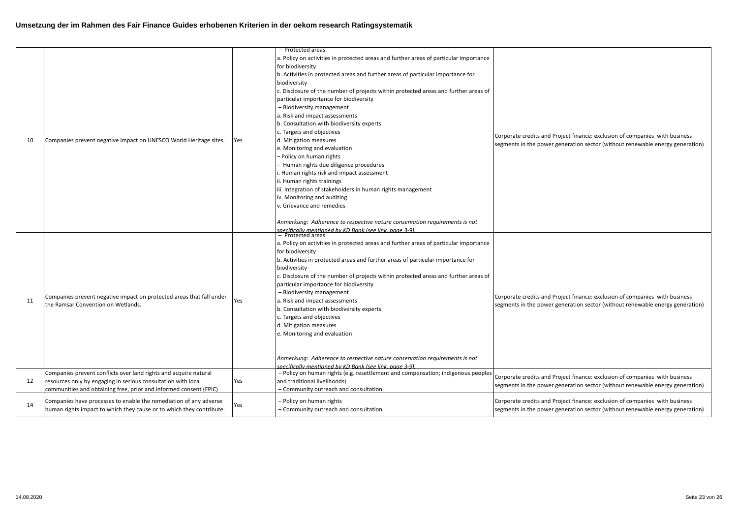# Umsetzung der im Rahmen des Fair Finance Guides erhobenen Kriterien in der oekom research Ratingsystematik

| | | | | |
|---|---|---|---|---|
| 10 | Companies prevent negative impact on UNESCO World Heritage sites. | Yes | – Protected areas<br>a. Policy on activities in protected areas and further areas of particular importance for biodiversity<br>b. Activities in protected areas and further areas of particular importance for biodiversity<br>c. Disclosure of the number of projects within protected areas and further areas of particular importance for biodiversity<br>– Biodiversity management<br>a. Risk and impact assessments<br>b. Consultation with biodiversity experts<br>c. Targets and objectives<br>d. Mitigation measures<br>e. Monitoring and evaluation<br>– Policy on human rights<br>– Human rights due diligence procedures<br>i. Human rights risk and impact assessment<br>ii. Human rights trainings<br>iii. Integration of stakeholders in human rights management<br>iv. Monitoring and auditing<br>v. Grievance and remedies<br><br>*Anmerkung: Adherence to respective nature conservation requirements is not specifically mentioned by KD Bank (see link, page 3-9).* | Corporate credits and Project finance: exclusion of companies with business segments in the power generation sector (without renewable energy generation) |
| 11 | Companies prevent negative impact on protected areas that fall under the Ramsar Convention on Wetlands. | Yes | – Protected areas<br>a. Policy on activities in protected areas and further areas of particular importance for biodiversity<br>b. Activities in protected areas and further areas of particular importance for biodiversity<br>c. Disclosure of the number of projects within protected areas and further areas of particular importance for biodiversity<br>– Biodiversity management<br>a. Risk and impact assessments<br>b. Consultation with biodiversity experts<br>c. Targets and objectives<br>d. Mitigation measures<br>e. Monitoring and evaluation<br><br>*Anmerkung: Adherence to respective nature conservation requirements is not specifically mentioned by KD Bank (see link, page 3-9).* | Corporate credits and Project finance: exclusion of companies with business segments in the power generation sector (without renewable energy generation) |
| 12 | Companies prevent conflicts over land rights and acquire natural resources only by engaging in serious consultation with local communities and obtaining free, prior and informed consent (FPIC) | Yes | – Policy on human rights (e.g. resettlement and compensation; indigenous peoples and traditional livelihoods)<br>– Community outreach and consultation | Corporate credits and Project finance: exclusion of companies with business segments in the power generation sector (without renewable energy generation) |
| 14 | Companies have processes to enable the remediation of any adverse human rights impact to which they cause or to which they contribute. | Yes | – Policy on human rights<br>– Community outreach and consultation | Corporate credits and Project finance: exclusion of companies with business segments in the power generation sector (without renewable energy generation) |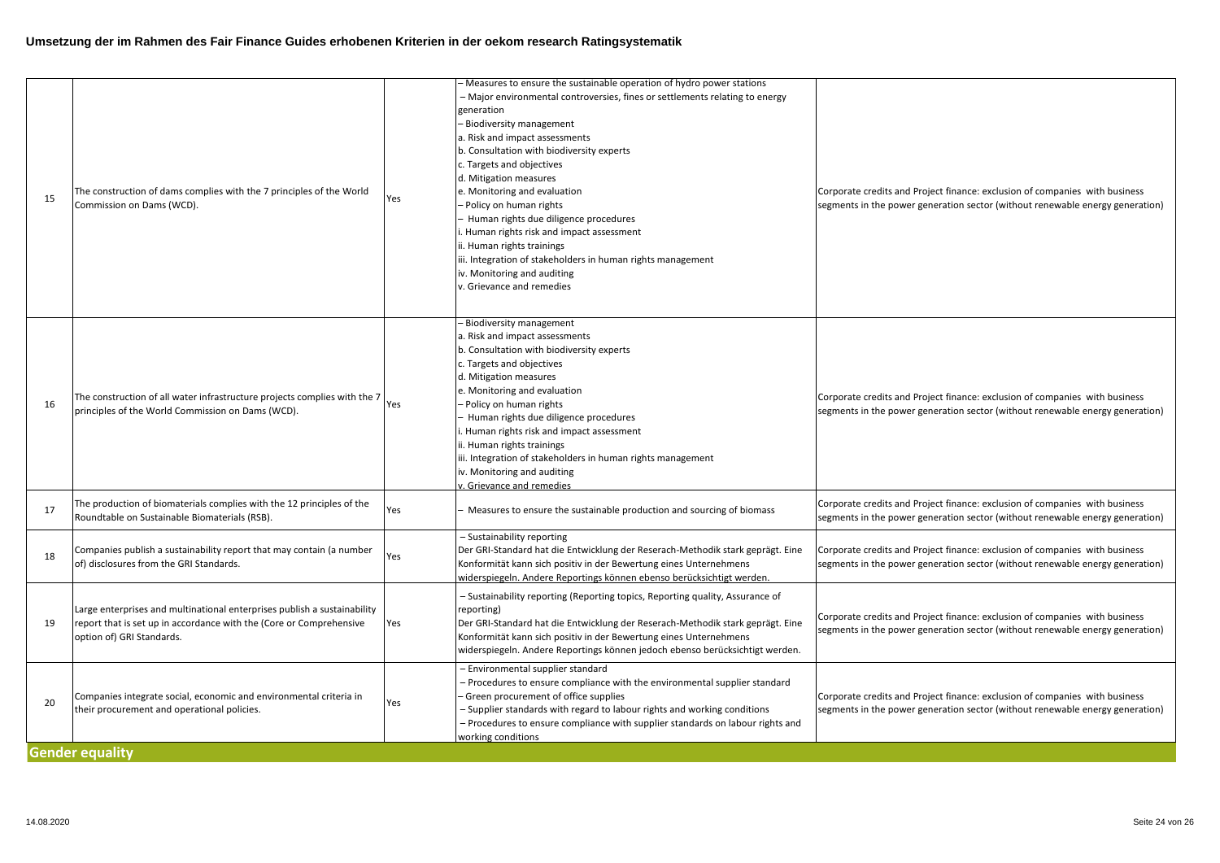## Umsetzung der im Rahmen des Fair Finance Guides erhobenen Kriterien in der oekom research Ratingsystematik

| | | | | |
|---|---|---|---|---|
| 15 | The construction of dams complies with the 7 principles of the World Commission on Dams (WCD). | Yes | – Measures to ensure the sustainable operation of hydro power stations<br>– Major environmental controversies, fines or settlements relating to energy generation<br>– Biodiversity management<br>a. Risk and impact assessments<br>b. Consultation with biodiversity experts<br>c. Targets and objectives<br>d. Mitigation measures<br>e. Monitoring and evaluation<br>– Policy on human rights<br>– Human rights due diligence procedures<br>i. Human rights risk and impact assessment<br>ii. Human rights trainings<br>iii. Integration of stakeholders in human rights management<br>iv. Monitoring and auditing<br>v. Grievance and remedies | Corporate credits and Project finance: exclusion of companies with business segments in the power generation sector (without renewable energy generation) |
| 16 | The construction of all water infrastructure projects complies with the 7 principles of the World Commission on Dams (WCD). | Yes | – Biodiversity management<br>a. Risk and impact assessments<br>b. Consultation with biodiversity experts<br>c. Targets and objectives<br>d. Mitigation measures<br>e. Monitoring and evaluation<br>– Policy on human rights<br>– Human rights due diligence procedures<br>i. Human rights risk and impact assessment<br>ii. Human rights trainings<br>iii. Integration of stakeholders in human rights management<br>iv. Monitoring and auditing<br>v. Grievance and remedies | Corporate credits and Project finance: exclusion of companies with business segments in the power generation sector (without renewable energy generation) |
| 17 | The production of biomaterials complies with the 12 principles of the Roundtable on Sustainable Biomaterials (RSB). | Yes | – Measures to ensure the sustainable production and sourcing of biomass | Corporate credits and Project finance: exclusion of companies with business segments in the power generation sector (without renewable energy generation) |
| 18 | Companies publish a sustainability report that may contain (a number of) disclosures from the GRI Standards. | Yes | – Sustainability reporting<br>Der GRI-Standard hat die Entwicklung der Reserach-Methodik stark geprägt. Eine Konformität kann sich positiv in der Bewertung eines Unternehmens widerspiegeln. Andere Reportings können ebenso berücksichtigt werden. | Corporate credits and Project finance: exclusion of companies with business segments in the power generation sector (without renewable energy generation) |
| 19 | Large enterprises and multinational enterprises publish a sustainability report that is set up in accordance with the (Core or Comprehensive option of) GRI Standards. | Yes | – Sustainability reporting (Reporting topics, Reporting quality, Assurance of reporting)<br>Der GRI-Standard hat die Entwicklung der Reserach-Methodik stark geprägt. Eine Konformität kann sich positiv in der Bewertung eines Unternehmens widerspiegeln. Andere Reportings können jedoch ebenso berücksichtigt werden. | Corporate credits and Project finance: exclusion of companies with business segments in the power generation sector (without renewable energy generation) |
| 20 | Companies integrate social, economic and environmental criteria in their procurement and operational policies. | Yes | – Environmental supplier standard<br>– Procedures to ensure compliance with the environmental supplier standard<br>– Green procurement of office supplies<br>– Supplier standards with regard to labour rights and working conditions<br>– Procedures to ensure compliance with supplier standards on labour rights and working conditions | Corporate credits and Project finance: exclusion of companies with business segments in the power generation sector (without renewable energy generation) |

**Gender equality**

14.08.2020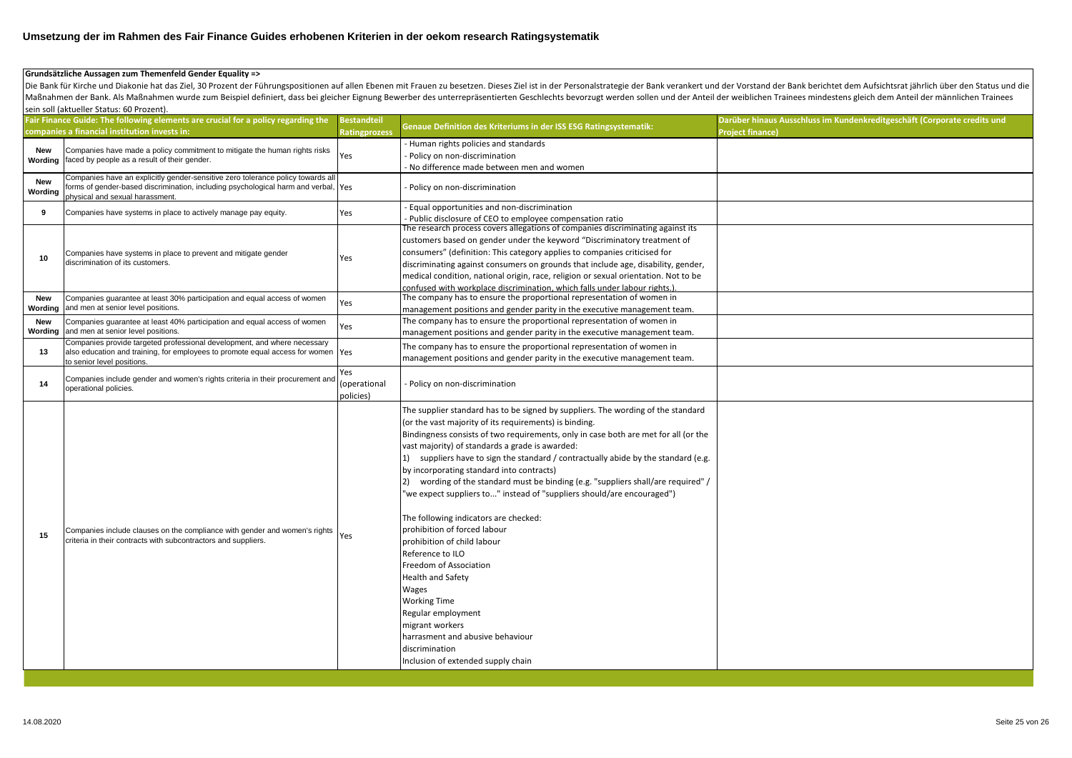## Umsetzung der im Rahmen des Fair Finance Guides erhobenen Kriterien in der oekom research Ratingsystematik

**Grundsätzliche Aussagen zum Themenfeld Gender Equality =>**

Die Bank für Kirche und Diakonie hat das Ziel, 30 Prozent der Führungspositionen auf allen Ebenen mit Frauen zu besetzen. Dieses Ziel ist in der Personalstrategie der Bank verankert und der Vorstand der Bank berichtet dem Aufsichtsrat jährlich über den Status und die Maßnahmen der Bank. Als Maßnahmen wurde zum Beispiel definiert, dass bei gleicher Eignung Bewerber des unterrepräsentierten Geschlechts bevorzugt werden sollen und der Anteil der weiblichen Trainees mindestens gleich dem Anteil der männlichen Trainees sein soll (aktueller Status: 60 Prozent).

| Fair Finance Guide: The following elements are crucial for a policy regarding the companies a financial institution invests in: | | Bestandteil Ratingprozess | Genaue Definition des Kriteriums in der ISS ESG Ratingsystematik: | Darüber hinaus Ausschluss im Kundenkreditgeschäft (Corporate credits und Project finance) |
|---|---|---|---|---|
| New Wording | Companies have made a policy commitment to mitigate the human rights risks faced by people as a result of their gender. | Yes | - Human rights policies and standards<br>- Policy on non-discrimination<br>- No difference made between men and women | |
| New Wording | Companies have an explicitly gender-sensitive zero tolerance policy towards all forms of gender-based discrimination, including psychological harm and verbal, physical and sexual harassment. | Yes | - Policy on non-discrimination | |
| 9 | Companies have systems in place to actively manage pay equity. | Yes | - Equal opportunities and non-discrimination<br>- Public disclosure of CEO to employee compensation ratio | |
| 10 | Companies have systems in place to prevent and mitigate gender discrimination of its customers. | Yes | The research process covers allegations of companies discriminating against its customers based on gender under the keyword "Discriminatory treatment of consumers" (definition: This category applies to companies criticised for discriminating against consumers on grounds that include age, disability, gender, medical condition, national origin, race, religion or sexual orientation. Not to be confused with workplace discrimination, which falls under labour rights.). | |
| New Wording | Companies guarantee at least 30% participation and equal access of women and men at senior level positions. | Yes | The company has to ensure the proportional representation of women in management positions and gender parity in the executive management team. | |
| New Wording | Companies guarantee at least 40% participation and equal access of women and men at senior level positions. | Yes | The company has to ensure the proportional representation of women in management positions and gender parity in the executive management team. | |
| 13 | Companies provide targeted professional development, and where necessary also education and training, for employees to promote equal access for women to senior level positions. | Yes | The company has to ensure the proportional representation of women in management positions and gender parity in the executive management team. | |
| 14 | Companies include gender and women's rights criteria in their procurement and operational policies. | Yes (operational policies) | - Policy on non-discrimination | |
| 15 | Companies include clauses on the compliance with gender and women's rights criteria in their contracts with subcontractors and suppliers. | Yes | The supplier standard has to be signed by suppliers. The wording of the standard (or the vast majority of its requirements) is binding.<br>Bindingness consists of two requirements, only in case both are met for all (or the vast majority) of standards a grade is awarded:<br>1) suppliers have to sign the standard / contractually abide by the standard (e.g. by incorporating standard into contracts)<br>2) wording of the standard must be binding (e.g. "suppliers shall/are required" / "we expect suppliers to..." instead of "suppliers should/are encouraged")<br><br>The following indicators are checked:<br>prohibition of forced labour<br>prohibition of child labour<br>Reference to ILO<br>Freedom of Association<br>Health and Safety<br>Wages<br>Working Time<br>Regular employment<br>migrant workers<br>harrasment and abusive behaviour<br>discrimination<br>Inclusion of extended supply chain | |

14.08.2020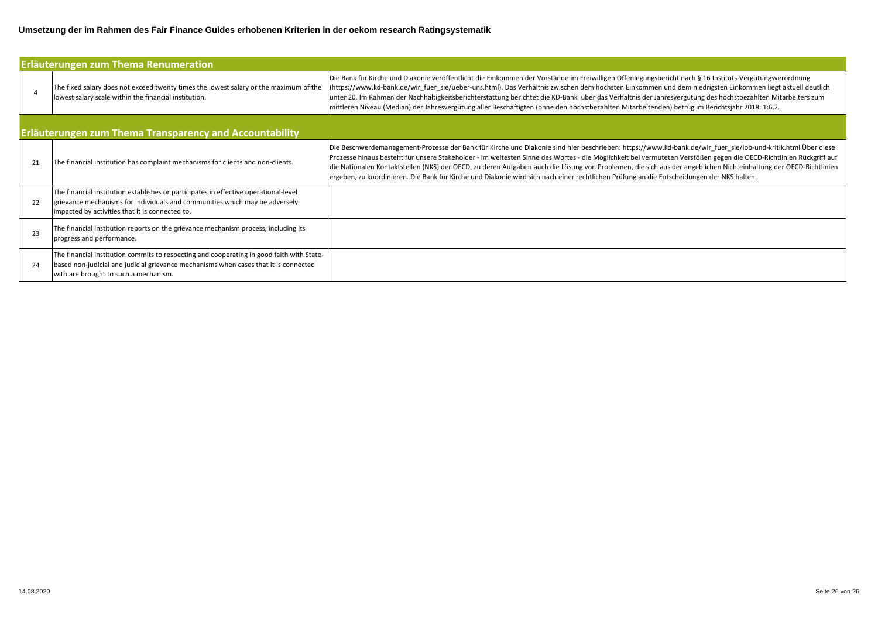# Umsetzung der im Rahmen des Fair Finance Guides erhobenen Kriterien in der oekom research Ratingsystematik

## Erläuterungen zum Thema Renumeration

| | | |
|---|---|---|
| 4 | The fixed salary does not exceed twenty times the lowest salary or the maximum of the lowest salary scale within the financial institution. | Die Bank für Kirche und Diakonie veröffentlicht die Einkommen der Vorstände im Freiwilligen Offenlegungsbericht nach § 16 Instituts-Vergütungsverordnung (https://www.kd-bank.de/wir_fuer_sie/ueber-uns.html). Das Verhältnis zwischen dem höchsten Einkommen und dem niedrigsten Einkommen liegt aktuell deutlich unter 20. Im Rahmen der Nachhaltigkeitsberichterstattung berichtet die KD-Bank über das Verhältnis der Jahresvergütung des höchstbezahlten Mitarbeiters zum mittleren Niveau (Median) der Jahresvergütung aller Beschäftigten (ohne den höchstbezahlten Mitarbeitenden) betrug im Berichtsjahr 2018: 1:6,2. |

## Erläuterungen zum Thema Transparency and Accountability

| | | |
|---|---|---|
| 21 | The financial institution has complaint mechanisms for clients and non-clients. | Die Beschwerdemanagement-Prozesse der Bank für Kirche und Diakonie sind hier beschrieben: https://www.kd-bank.de/wir_fuer_sie/lob-und-kritik.html Über diese Prozesse hinaus besteht für unsere Stakeholder - im weitesten Sinne des Wortes - die Möglichkeit bei vermuteten Verstößen gegen die OECD-Richtlinien Rückgriff auf die Nationalen Kontaktstellen (NKS) der OECD, zu deren Aufgaben auch die Lösung von Problemen, die sich aus der angeblichen Nichteinhaltung der OECD-Richtlinien ergeben, zu koordinieren. Die Bank für Kirche und Diakonie wird sich nach einer rechtlichen Prüfung an die Entscheidungen der NKS halten. |
| 22 | The financial institution establishes or participates in effective operational-level grievance mechanisms for individuals and communities which may be adversely impacted by activities that it is connected to. | |
| 23 | The financial institution reports on the grievance mechanism process, including its progress and performance. | |
| 24 | The financial institution commits to respecting and cooperating in good faith with State-based non-judicial and judicial grievance mechanisms when cases that it is connected with are brought to such a mechanism. | |